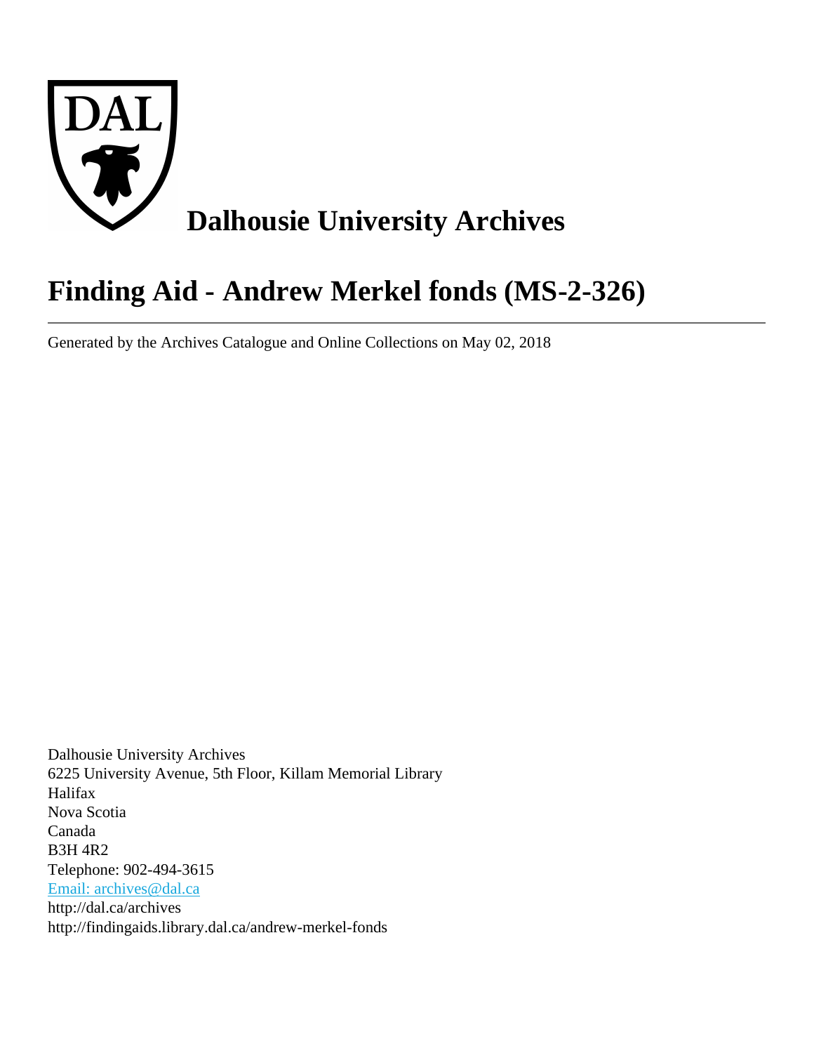# Dalhousie University Archives

# Finding Aid - Andrew Merkel fonds (MS-2-326)

---

Generated by the Archives Catalogue and Online Collections on May 02, 2018

Dalhousie University Archives
6225 University Avenue, 5th Floor, Killam Memorial Library
Halifax
Nova Scotia
Canada
B3H 4R2
Telephone: 902-494-3615
Email: archives@dal.ca
http://dal.ca/archives
http://findingaids.library.dal.ca/andrew-merkel-fonds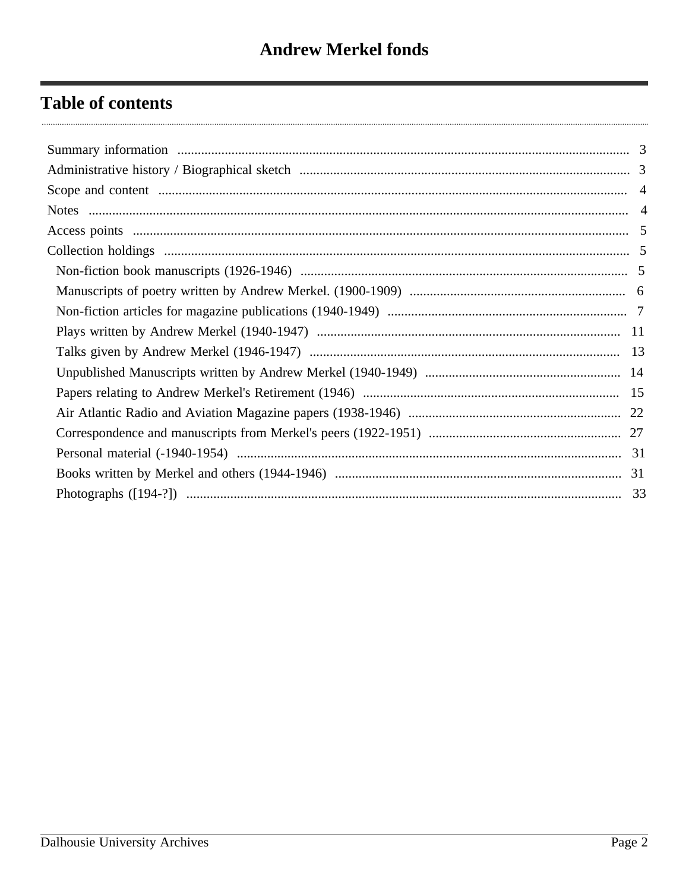# Andrew Merkel fonds

## Table of contents

- Summary information ... 3
- Administrative history / Biographical sketch ... 3
- Scope and content ... 4
- Notes ... 4
- Access points ... 5
- Collection holdings ... 5
  - Non-fiction book manuscripts (1926-1946) ... 5
  - Manuscripts of poetry written by Andrew Merkel. (1900-1909) ... 6
  - Non-fiction articles for magazine publications (1940-1949) ... 7
  - Plays written by Andrew Merkel (1940-1947) ... 11
  - Talks given by Andrew Merkel (1946-1947) ... 13
  - Unpublished Manuscripts written by Andrew Merkel (1940-1949) ... 14
  - Papers relating to Andrew Merkel's Retirement (1946) ... 15
  - Air Atlantic Radio and Aviation Magazine papers (1938-1946) ... 22
  - Correspondence and manuscripts from Merkel's peers (1922-1951) ... 27
  - Personal material (-1940-1954) ... 31
  - Books written by Merkel and others (1944-1946) ... 31
  - Photographs ([194-?]) ... 33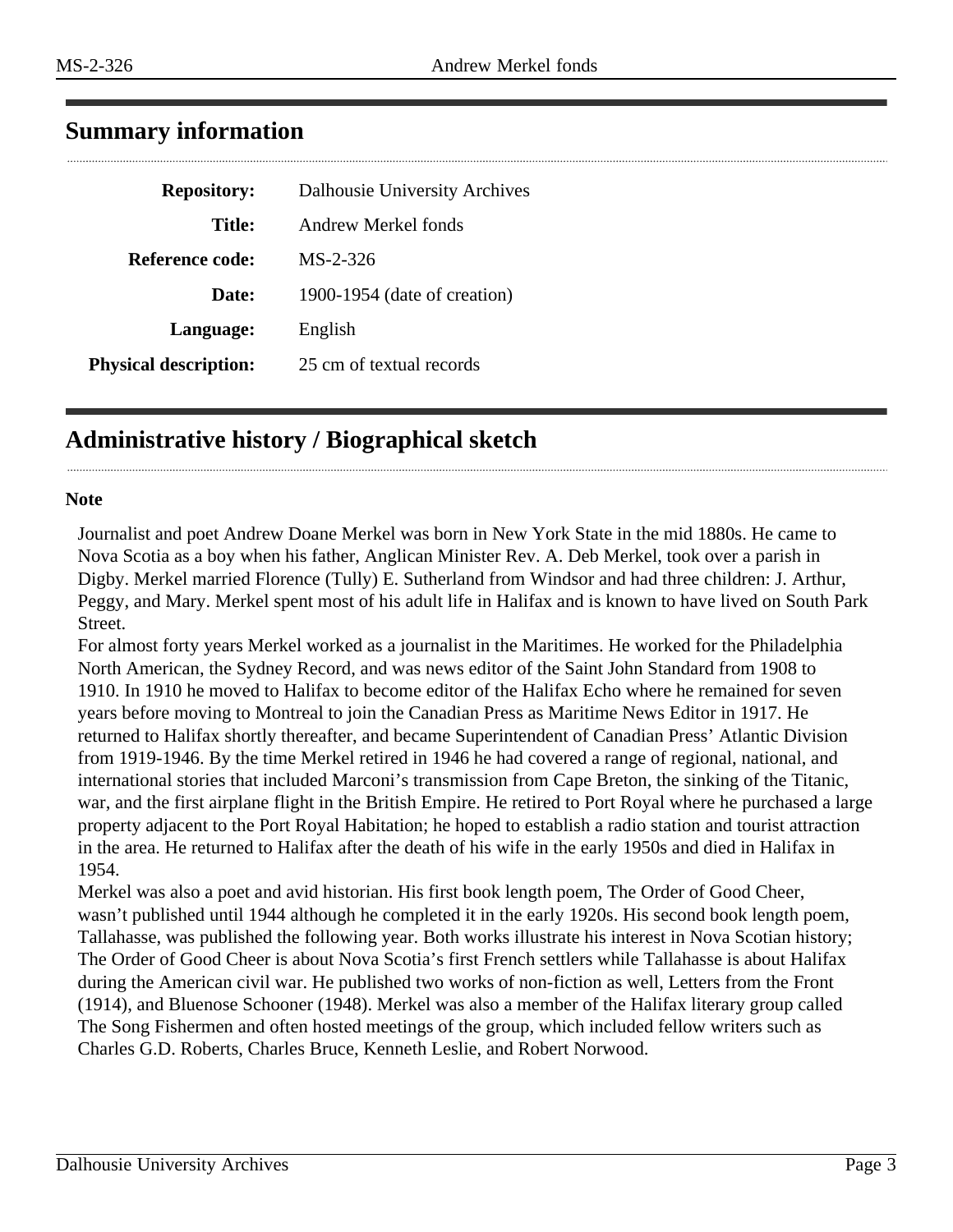## Summary information

| | |
|---|---|
| **Repository:** | Dalhousie University Archives |
| **Title:** | Andrew Merkel fonds |
| **Reference code:** | MS-2-326 |
| **Date:** | 1900-1954 (date of creation) |
| **Language:** | English |
| **Physical description:** | 25 cm of textual records |

## Administrative history / Biographical sketch

**Note**

Journalist and poet Andrew Doane Merkel was born in New York State in the mid 1880s. He came to Nova Scotia as a boy when his father, Anglican Minister Rev. A. Deb Merkel, took over a parish in Digby. Merkel married Florence (Tully) E. Sutherland from Windsor and had three children: J. Arthur, Peggy, and Mary. Merkel spent most of his adult life in Halifax and is known to have lived on South Park Street.

For almost forty years Merkel worked as a journalist in the Maritimes. He worked for the Philadelphia North American, the Sydney Record, and was news editor of the Saint John Standard from 1908 to 1910. In 1910 he moved to Halifax to become editor of the Halifax Echo where he remained for seven years before moving to Montreal to join the Canadian Press as Maritime News Editor in 1917. He returned to Halifax shortly thereafter, and became Superintendent of Canadian Press' Atlantic Division from 1919-1946. By the time Merkel retired in 1946 he had covered a range of regional, national, and international stories that included Marconi's transmission from Cape Breton, the sinking of the Titanic, war, and the first airplane flight in the British Empire. He retired to Port Royal where he purchased a large property adjacent to the Port Royal Habitation; he hoped to establish a radio station and tourist attraction in the area. He returned to Halifax after the death of his wife in the early 1950s and died in Halifax in 1954.

Merkel was also a poet and avid historian. His first book length poem, The Order of Good Cheer, wasn't published until 1944 although he completed it in the early 1920s. His second book length poem, Tallahasse, was published the following year. Both works illustrate his interest in Nova Scotian history; The Order of Good Cheer is about Nova Scotia's first French settlers while Tallahasse is about Halifax during the American civil war. He published two works of non-fiction as well, Letters from the Front (1914), and Bluenose Schooner (1948). Merkel was also a member of the Halifax literary group called The Song Fishermen and often hosted meetings of the group, which included fellow writers such as Charles G.D. Roberts, Charles Bruce, Kenneth Leslie, and Robert Norwood.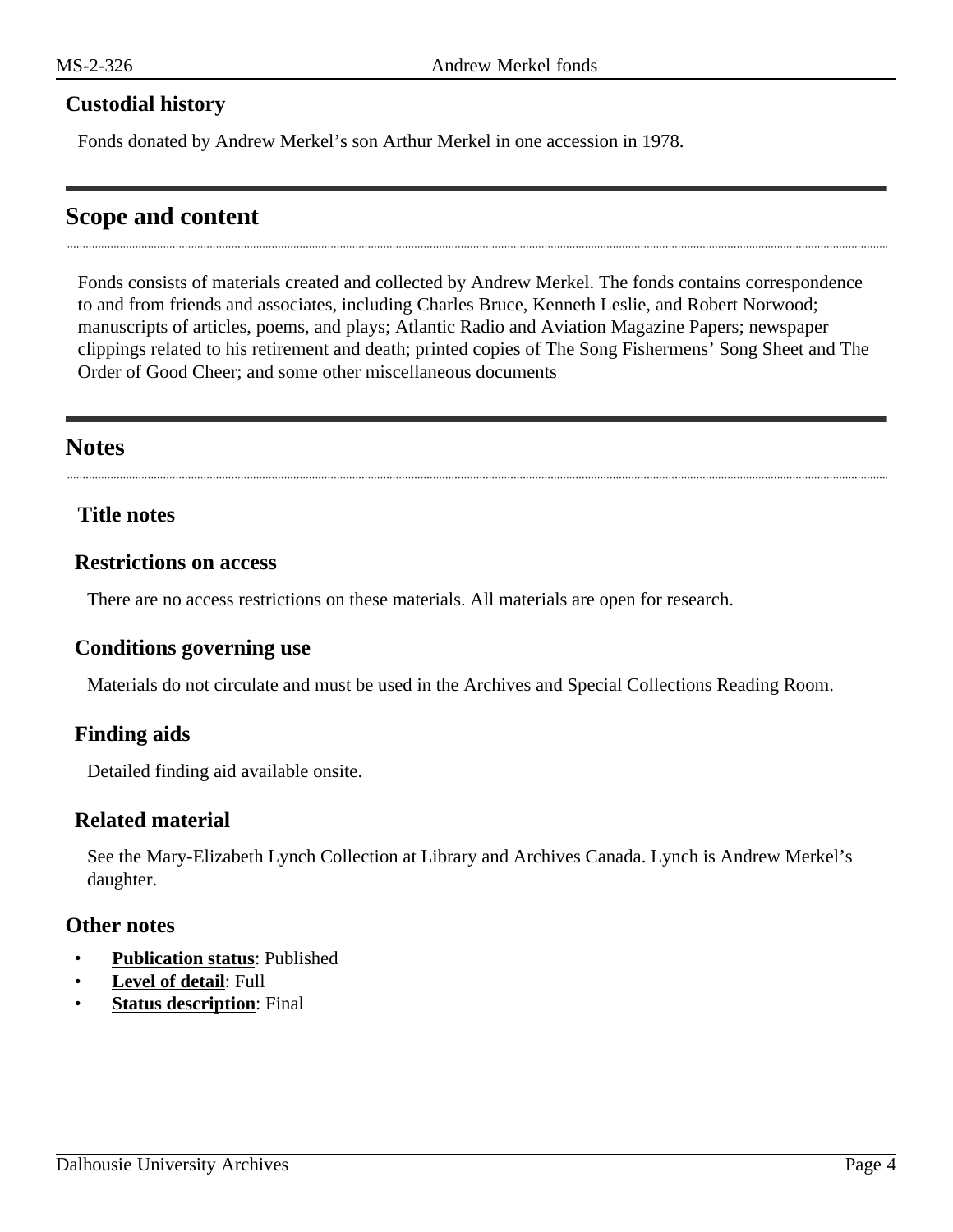### Custodial history

Fonds donated by Andrew Merkel's son Arthur Merkel in one accession in 1978.

## Scope and content

Fonds consists of materials created and collected by Andrew Merkel. The fonds contains correspondence to and from friends and associates, including Charles Bruce, Kenneth Leslie, and Robert Norwood; manuscripts of articles, poems, and plays; Atlantic Radio and Aviation Magazine Papers; newspaper clippings related to his retirement and death; printed copies of The Song Fishermens' Song Sheet and The Order of Good Cheer; and some other miscellaneous documents

## Notes

### Title notes

### Restrictions on access

There are no access restrictions on these materials. All materials are open for research.

### Conditions governing use

Materials do not circulate and must be used in the Archives and Special Collections Reading Room.

### Finding aids

Detailed finding aid available onsite.

### Related material

See the Mary-Elizabeth Lynch Collection at Library and Archives Canada. Lynch is Andrew Merkel's daughter.

### Other notes

- **Publication status**: Published
- **Level of detail**: Full
- **Status description**: Final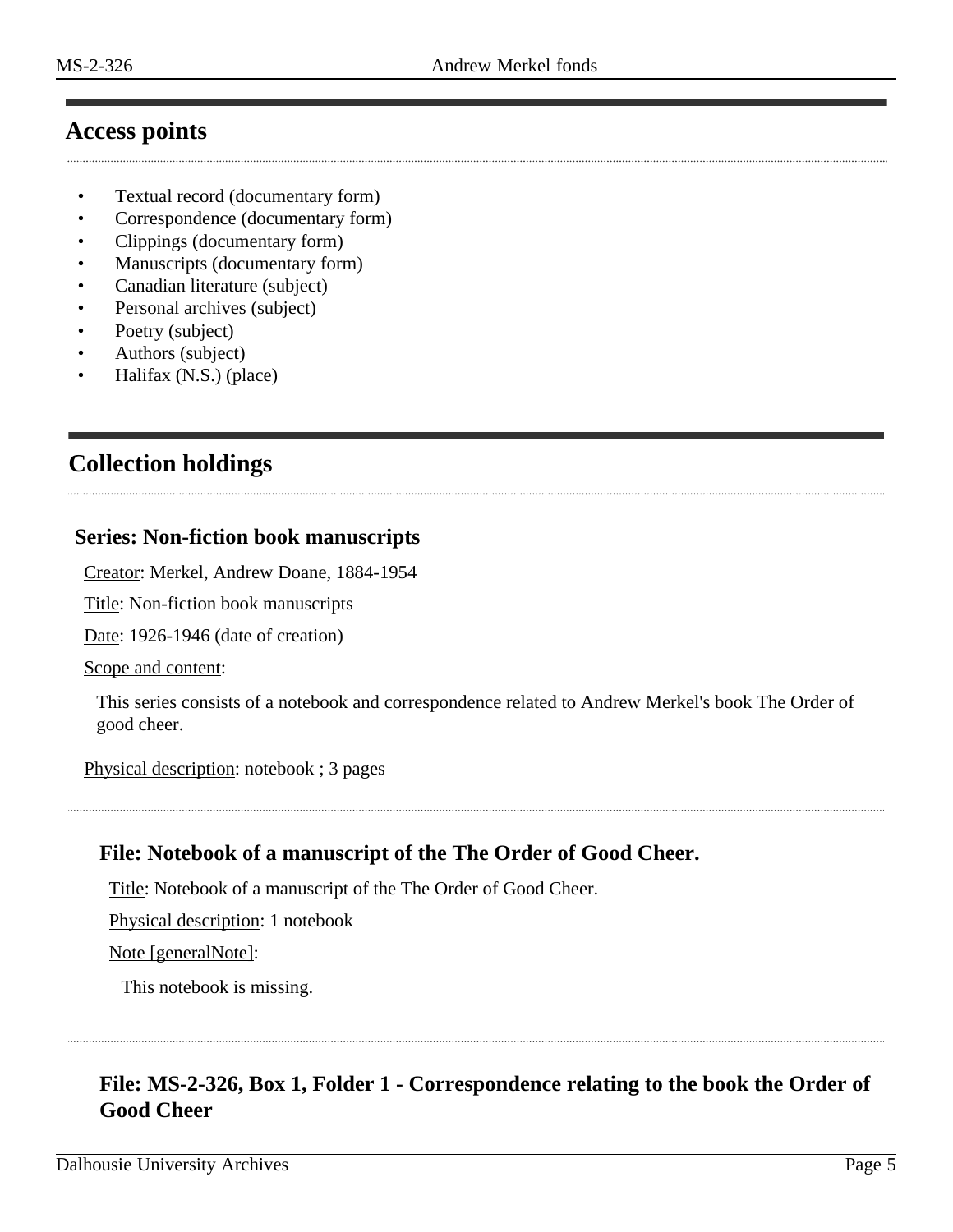## Access points

- Textual record (documentary form)
- Correspondence (documentary form)
- Clippings (documentary form)
- Manuscripts (documentary form)
- Canadian literature (subject)
- Personal archives (subject)
- Poetry (subject)
- Authors (subject)
- Halifax (N.S.) (place)

## Collection holdings

### Series: Non-fiction book manuscripts

Creator: Merkel, Andrew Doane, 1884-1954

Title: Non-fiction book manuscripts

Date: 1926-1946 (date of creation)

Scope and content:

This series consists of a notebook and correspondence related to Andrew Merkel's book The Order of good cheer.

Physical description: notebook ; 3 pages

#### File: Notebook of a manuscript of the The Order of Good Cheer.

Title: Notebook of a manuscript of the The Order of Good Cheer.

Physical description: 1 notebook

Note [generalNote]:

This notebook is missing.

#### File: MS-2-326, Box 1, Folder 1 - Correspondence relating to the book the Order of Good Cheer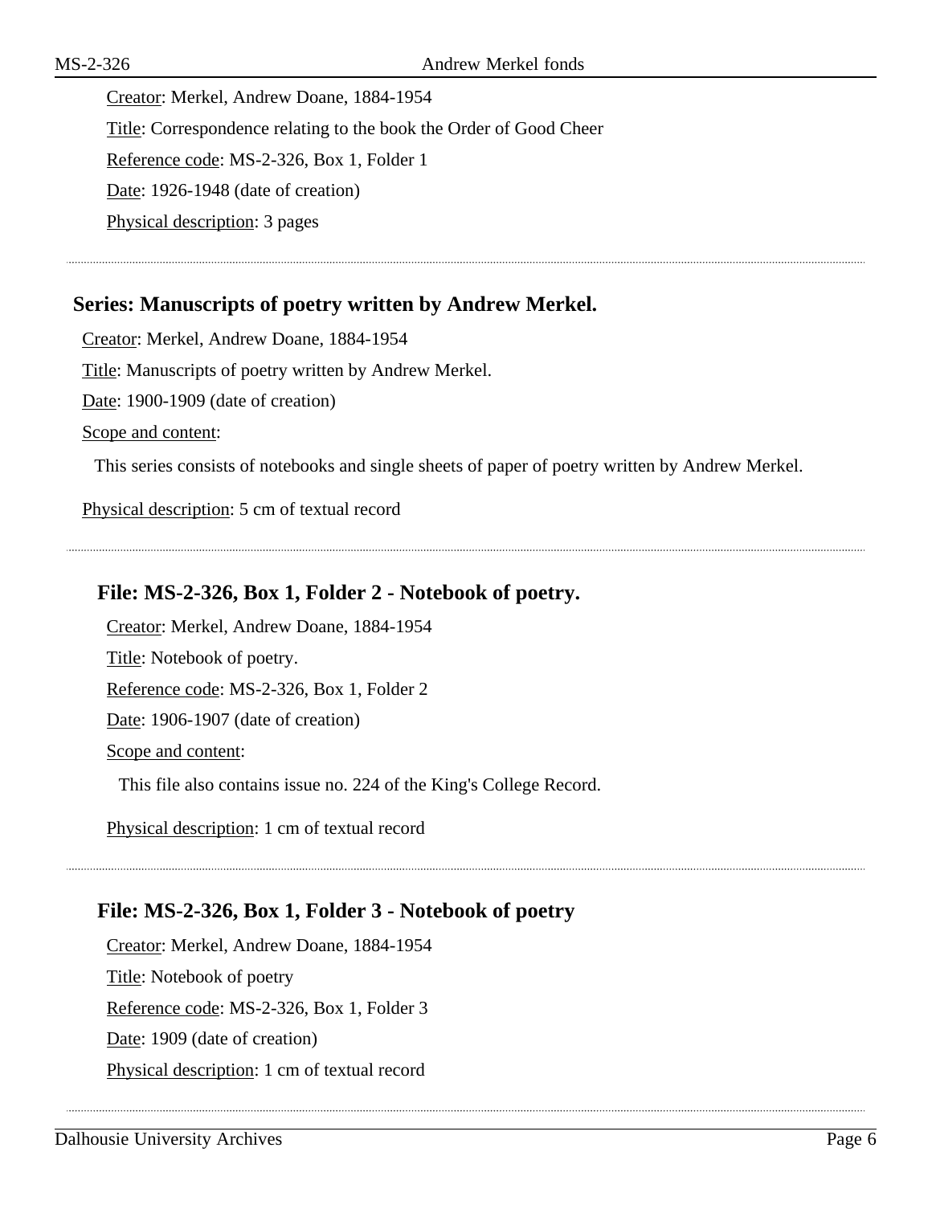Creator: Merkel, Andrew Doane, 1884-1954

Title: Correspondence relating to the book the Order of Good Cheer

Reference code: MS-2-326, Box 1, Folder 1

Date: 1926-1948 (date of creation)

Physical description: 3 pages

---

## Series: Manuscripts of poetry written by Andrew Merkel.

Creator: Merkel, Andrew Doane, 1884-1954

Title: Manuscripts of poetry written by Andrew Merkel.

Date: 1900-1909 (date of creation)

Scope and content:

This series consists of notebooks and single sheets of paper of poetry written by Andrew Merkel.

Physical description: 5 cm of textual record

---

### File: MS-2-326, Box 1, Folder 2 - Notebook of poetry.

Creator: Merkel, Andrew Doane, 1884-1954

Title: Notebook of poetry.

Reference code: MS-2-326, Box 1, Folder 2

Date: 1906-1907 (date of creation)

Scope and content:

This file also contains issue no. 224 of the King's College Record.

Physical description: 1 cm of textual record

---

### File: MS-2-326, Box 1, Folder 3 - Notebook of poetry

Creator: Merkel, Andrew Doane, 1884-1954

Title: Notebook of poetry

Reference code: MS-2-326, Box 1, Folder 3

Date: 1909 (date of creation)

Physical description: 1 cm of textual record

---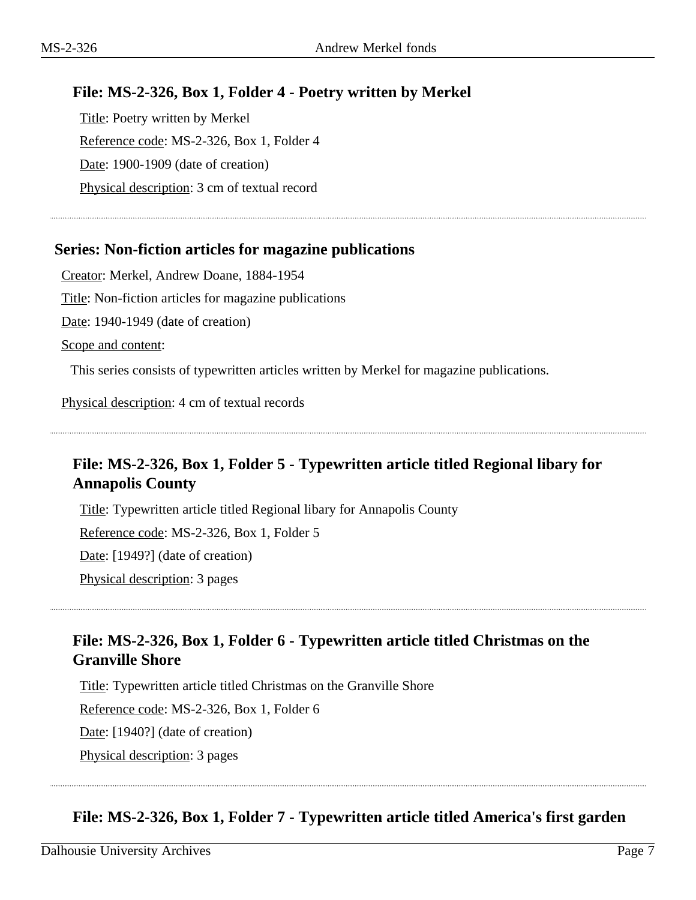### File: MS-2-326, Box 1, Folder 4 - Poetry written by Merkel

Title: Poetry written by Merkel

Reference code: MS-2-326, Box 1, Folder 4

Date: 1900-1909 (date of creation)

Physical description: 3 cm of textual record

---

## Series: Non-fiction articles for magazine publications

Creator: Merkel, Andrew Doane, 1884-1954

Title: Non-fiction articles for magazine publications

Date: 1940-1949 (date of creation)

Scope and content:

This series consists of typewritten articles written by Merkel for magazine publications.

Physical description: 4 cm of textual records

---

### File: MS-2-326, Box 1, Folder 5 - Typewritten article titled Regional libary for Annapolis County

Title: Typewritten article titled Regional libary for Annapolis County

Reference code: MS-2-326, Box 1, Folder 5

Date: [1949?] (date of creation)

Physical description: 3 pages

---

### File: MS-2-326, Box 1, Folder 6 - Typewritten article titled Christmas on the Granville Shore

Title: Typewritten article titled Christmas on the Granville Shore

Reference code: MS-2-326, Box 1, Folder 6

Date: [1940?] (date of creation)

Physical description: 3 pages

---

### File: MS-2-326, Box 1, Folder 7 - Typewritten article titled America's first garden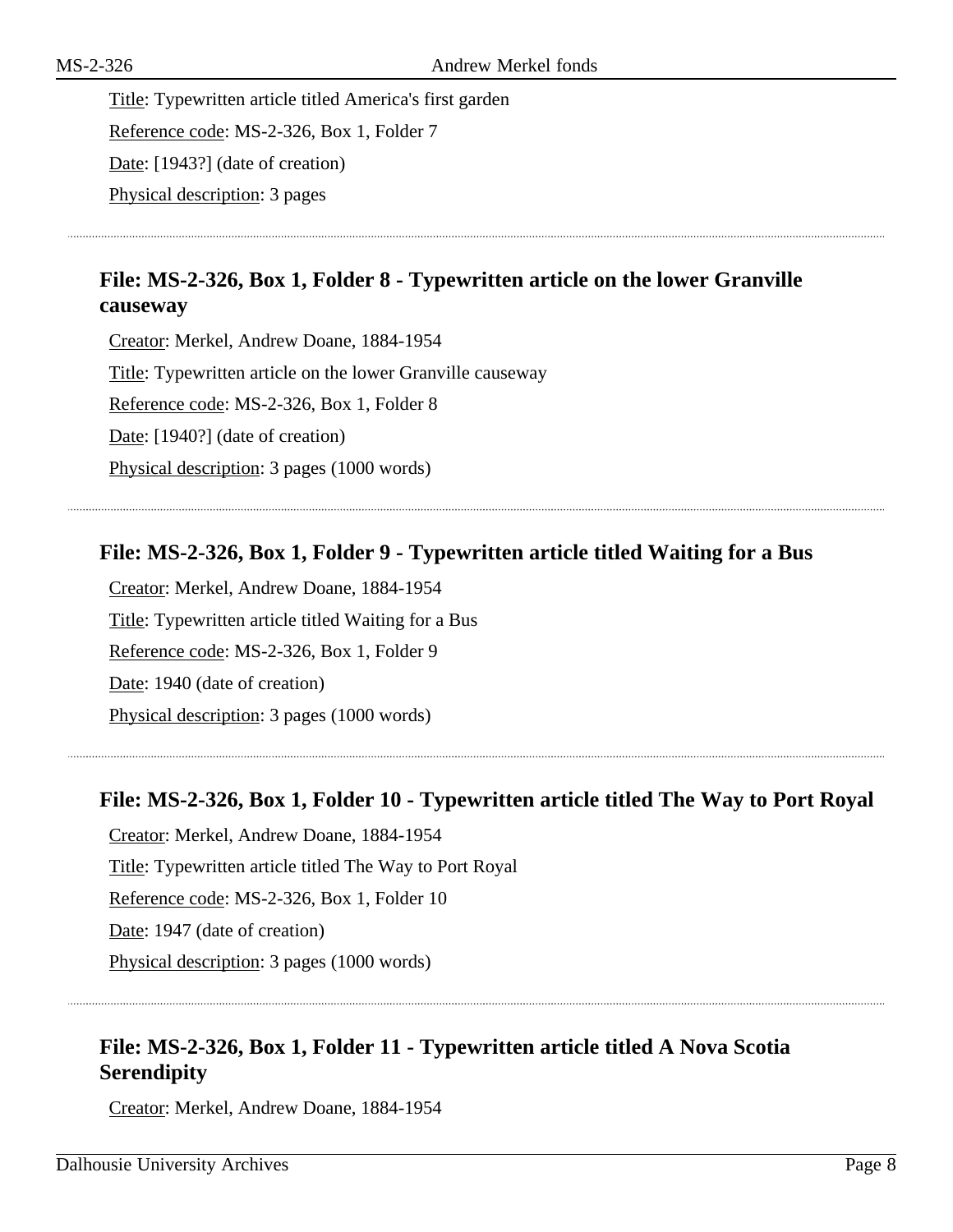Title: Typewritten article titled America's first garden

Reference code: MS-2-326, Box 1, Folder 7

Date: [1943?] (date of creation)

Physical description: 3 pages

---

### File: MS-2-326, Box 1, Folder 8 - Typewritten article on the lower Granville causeway

Creator: Merkel, Andrew Doane, 1884-1954

Title: Typewritten article on the lower Granville causeway

Reference code: MS-2-326, Box 1, Folder 8

Date: [1940?] (date of creation)

Physical description: 3 pages (1000 words)

---

### File: MS-2-326, Box 1, Folder 9 - Typewritten article titled Waiting for a Bus

Creator: Merkel, Andrew Doane, 1884-1954

Title: Typewritten article titled Waiting for a Bus

Reference code: MS-2-326, Box 1, Folder 9

Date: 1940 (date of creation)

Physical description: 3 pages (1000 words)

---

### File: MS-2-326, Box 1, Folder 10 - Typewritten article titled The Way to Port Royal

Creator: Merkel, Andrew Doane, 1884-1954

Title: Typewritten article titled The Way to Port Royal

Reference code: MS-2-326, Box 1, Folder 10

Date: 1947 (date of creation)

Physical description: 3 pages (1000 words)

---

### File: MS-2-326, Box 1, Folder 11 - Typewritten article titled A Nova Scotia Serendipity

Creator: Merkel, Andrew Doane, 1884-1954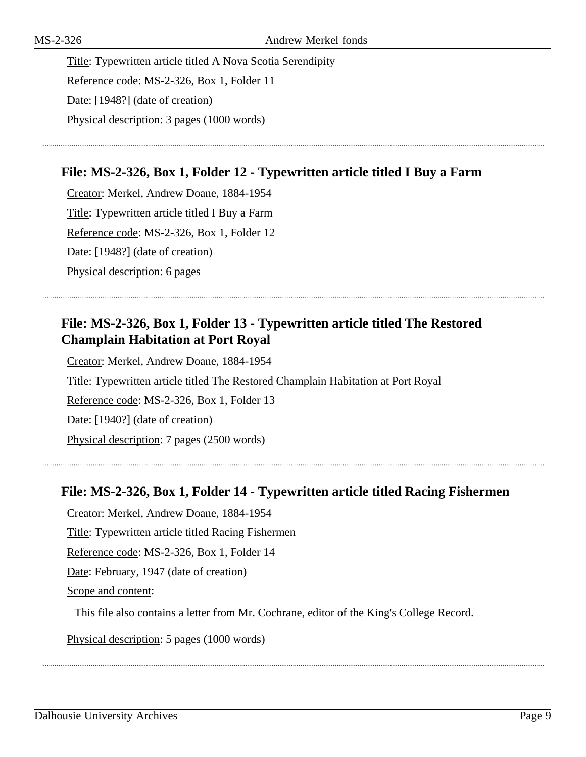Title: Typewritten article titled A Nova Scotia Serendipity

Reference code: MS-2-326, Box 1, Folder 11

Date: [1948?] (date of creation)

Physical description: 3 pages (1000 words)

---

### File: MS-2-326, Box 1, Folder 12 - Typewritten article titled I Buy a Farm

Creator: Merkel, Andrew Doane, 1884-1954

Title: Typewritten article titled I Buy a Farm

Reference code: MS-2-326, Box 1, Folder 12

Date: [1948?] (date of creation)

Physical description: 6 pages

---

### File: MS-2-326, Box 1, Folder 13 - Typewritten article titled The Restored Champlain Habitation at Port Royal

Creator: Merkel, Andrew Doane, 1884-1954

Title: Typewritten article titled The Restored Champlain Habitation at Port Royal

Reference code: MS-2-326, Box 1, Folder 13

Date: [1940?] (date of creation)

Physical description: 7 pages (2500 words)

---

### File: MS-2-326, Box 1, Folder 14 - Typewritten article titled Racing Fishermen

Creator: Merkel, Andrew Doane, 1884-1954

Title: Typewritten article titled Racing Fishermen

Reference code: MS-2-326, Box 1, Folder 14

Date: February, 1947 (date of creation)

Scope and content:

This file also contains a letter from Mr. Cochrane, editor of the King's College Record.

Physical description: 5 pages (1000 words)

---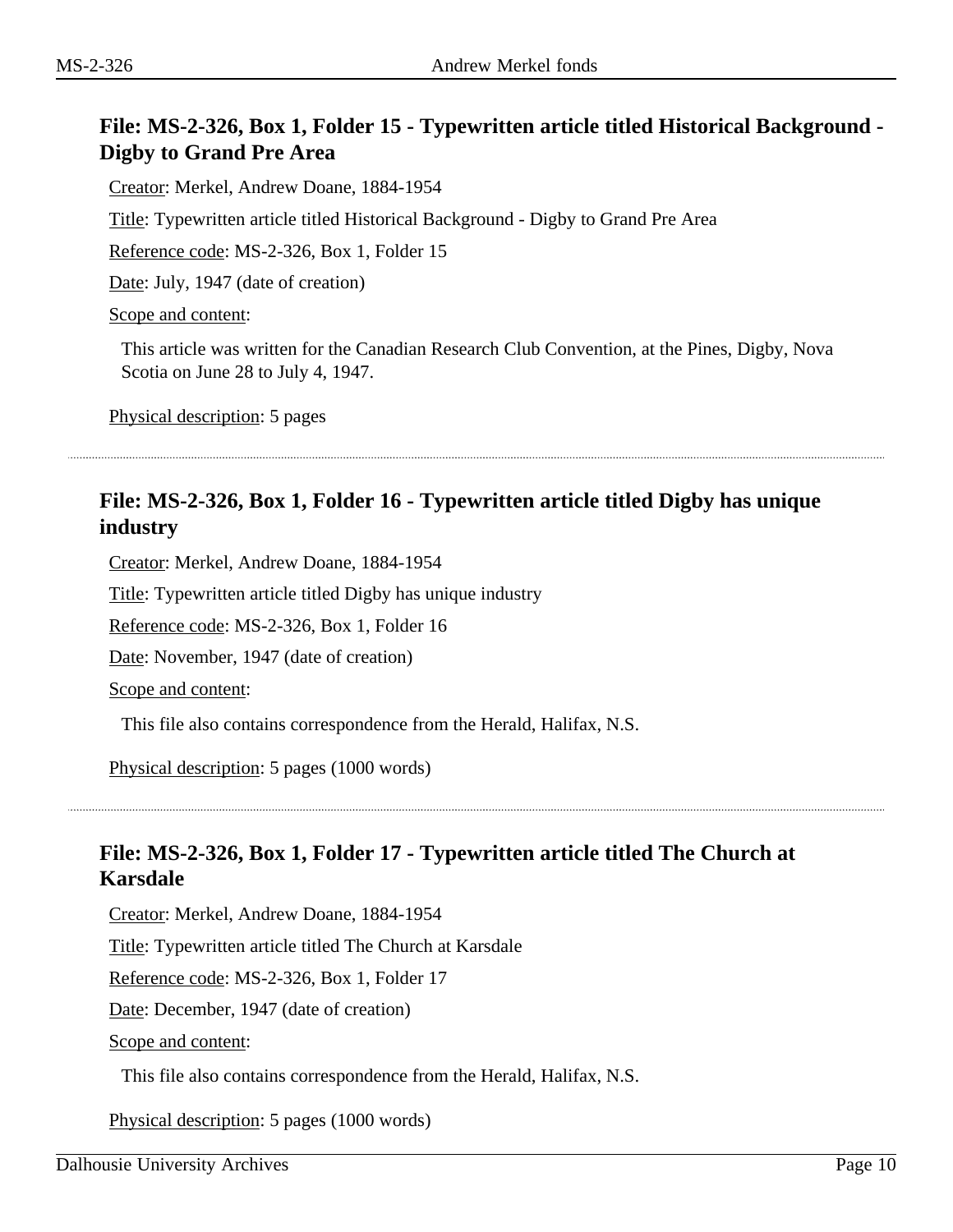## File: MS-2-326, Box 1, Folder 15 - Typewritten article titled Historical Background - Digby to Grand Pre Area

Creator: Merkel, Andrew Doane, 1884-1954

Title: Typewritten article titled Historical Background - Digby to Grand Pre Area

Reference code: MS-2-326, Box 1, Folder 15

Date: July, 1947 (date of creation)

Scope and content:

This article was written for the Canadian Research Club Convention, at the Pines, Digby, Nova Scotia on June 28 to July 4, 1947.

Physical description: 5 pages

---

## File: MS-2-326, Box 1, Folder 16 - Typewritten article titled Digby has unique industry

Creator: Merkel, Andrew Doane, 1884-1954

Title: Typewritten article titled Digby has unique industry

Reference code: MS-2-326, Box 1, Folder 16

Date: November, 1947 (date of creation)

Scope and content:

This file also contains correspondence from the Herald, Halifax, N.S.

Physical description: 5 pages (1000 words)

---

## File: MS-2-326, Box 1, Folder 17 - Typewritten article titled The Church at Karsdale

Creator: Merkel, Andrew Doane, 1884-1954

Title: Typewritten article titled The Church at Karsdale

Reference code: MS-2-326, Box 1, Folder 17

Date: December, 1947 (date of creation)

Scope and content:

This file also contains correspondence from the Herald, Halifax, N.S.

Physical description: 5 pages (1000 words)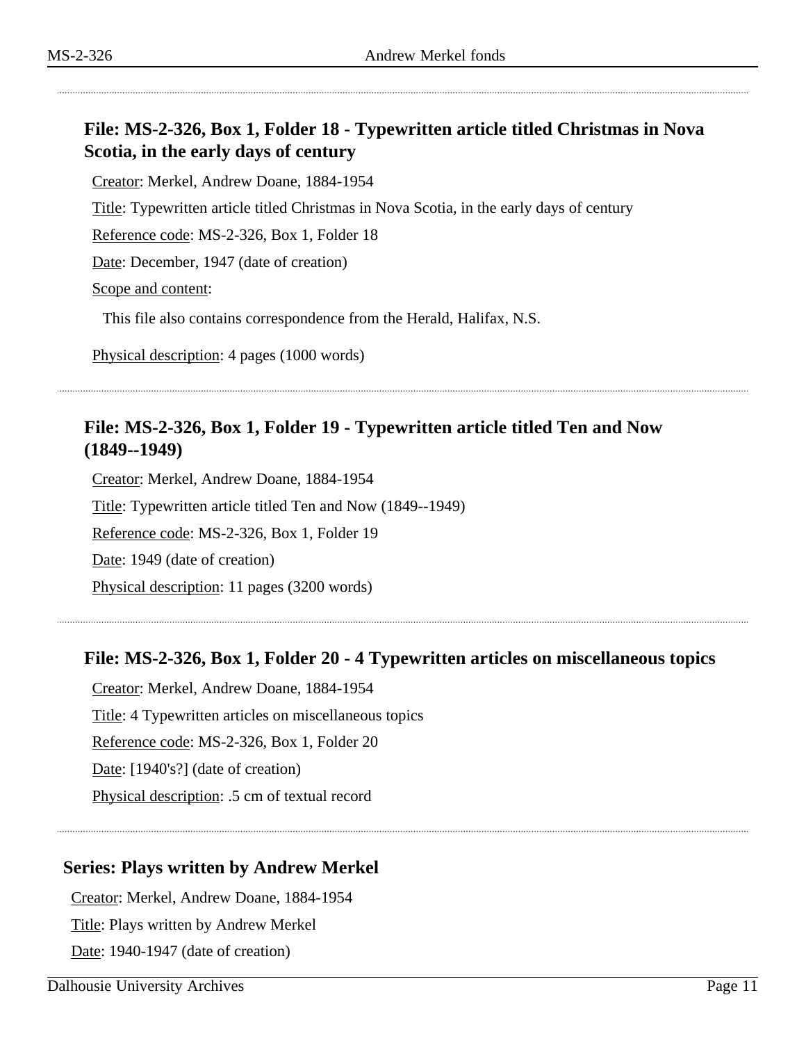### File: MS-2-326, Box 1, Folder 18 - Typewritten article titled Christmas in Nova Scotia, in the early days of century

Creator: Merkel, Andrew Doane, 1884-1954

Title: Typewritten article titled Christmas in Nova Scotia, in the early days of century

Reference code: MS-2-326, Box 1, Folder 18

Date: December, 1947 (date of creation)

Scope and content:

This file also contains correspondence from the Herald, Halifax, N.S.

Physical description: 4 pages (1000 words)

### File: MS-2-326, Box 1, Folder 19 - Typewritten article titled Ten and Now (1849--1949)

Creator: Merkel, Andrew Doane, 1884-1954

Title: Typewritten article titled Ten and Now (1849--1949)

Reference code: MS-2-326, Box 1, Folder 19

Date: 1949 (date of creation)

Physical description: 11 pages (3200 words)

### File: MS-2-326, Box 1, Folder 20 - 4 Typewritten articles on miscellaneous topics

Creator: Merkel, Andrew Doane, 1884-1954

Title: 4 Typewritten articles on miscellaneous topics

Reference code: MS-2-326, Box 1, Folder 20

Date: [1940's?] (date of creation)

Physical description: .5 cm of textual record

## Series: Plays written by Andrew Merkel

Creator: Merkel, Andrew Doane, 1884-1954

Title: Plays written by Andrew Merkel

Date: 1940-1947 (date of creation)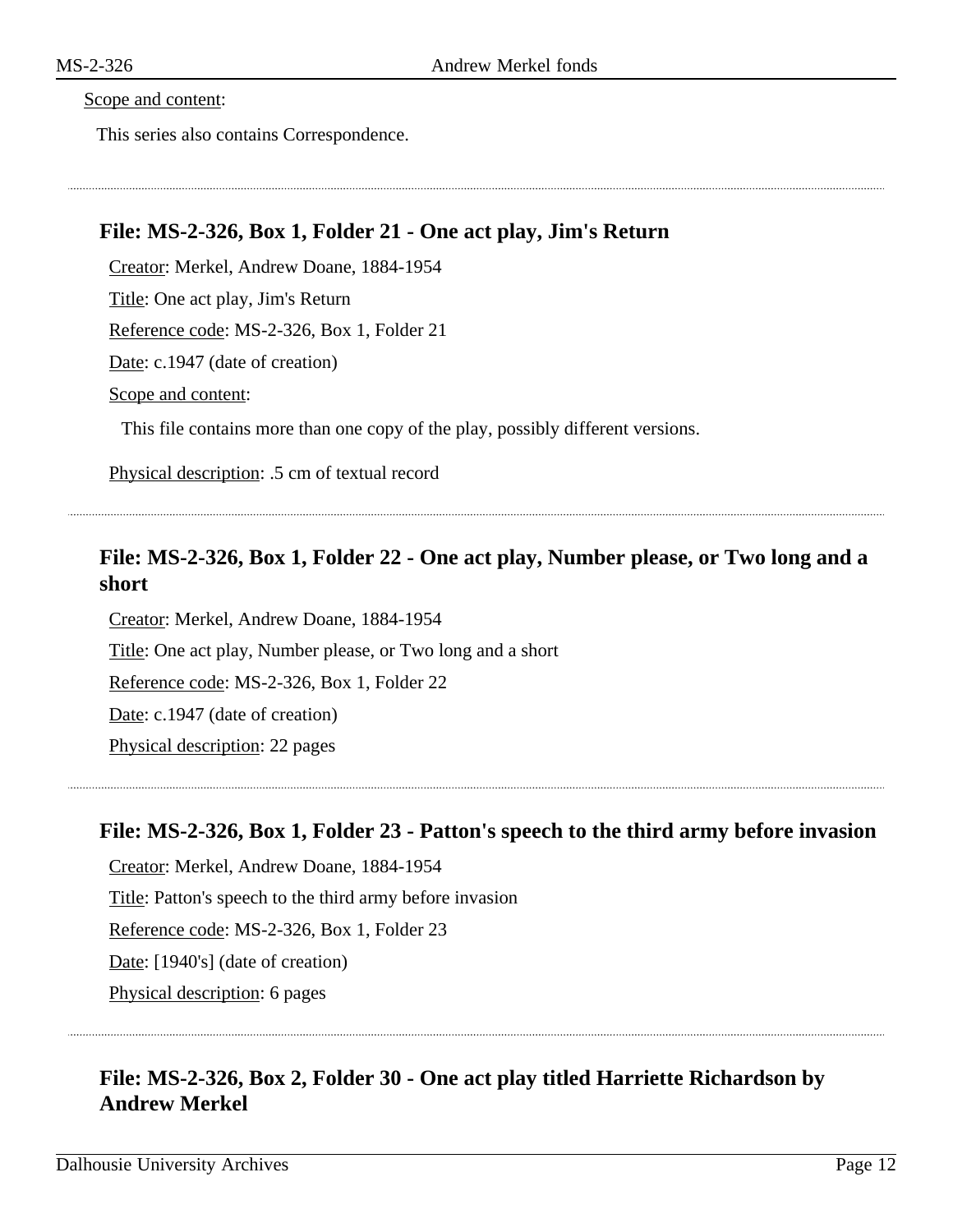Scope and content:

This series also contains Correspondence.

---

### File: MS-2-326, Box 1, Folder 21 - One act play, Jim's Return

Creator: Merkel, Andrew Doane, 1884-1954

Title: One act play, Jim's Return

Reference code: MS-2-326, Box 1, Folder 21

Date: c.1947 (date of creation)

Scope and content:

This file contains more than one copy of the play, possibly different versions.

Physical description: .5 cm of textual record

---

### File: MS-2-326, Box 1, Folder 22 - One act play, Number please, or Two long and a short

Creator: Merkel, Andrew Doane, 1884-1954

Title: One act play, Number please, or Two long and a short

Reference code: MS-2-326, Box 1, Folder 22

Date: c.1947 (date of creation)

Physical description: 22 pages

---

### File: MS-2-326, Box 1, Folder 23 - Patton's speech to the third army before invasion

Creator: Merkel, Andrew Doane, 1884-1954

Title: Patton's speech to the third army before invasion

Reference code: MS-2-326, Box 1, Folder 23

Date: [1940's] (date of creation)

Physical description: 6 pages

---

### File: MS-2-326, Box 2, Folder 30 - One act play titled Harriette Richardson by Andrew Merkel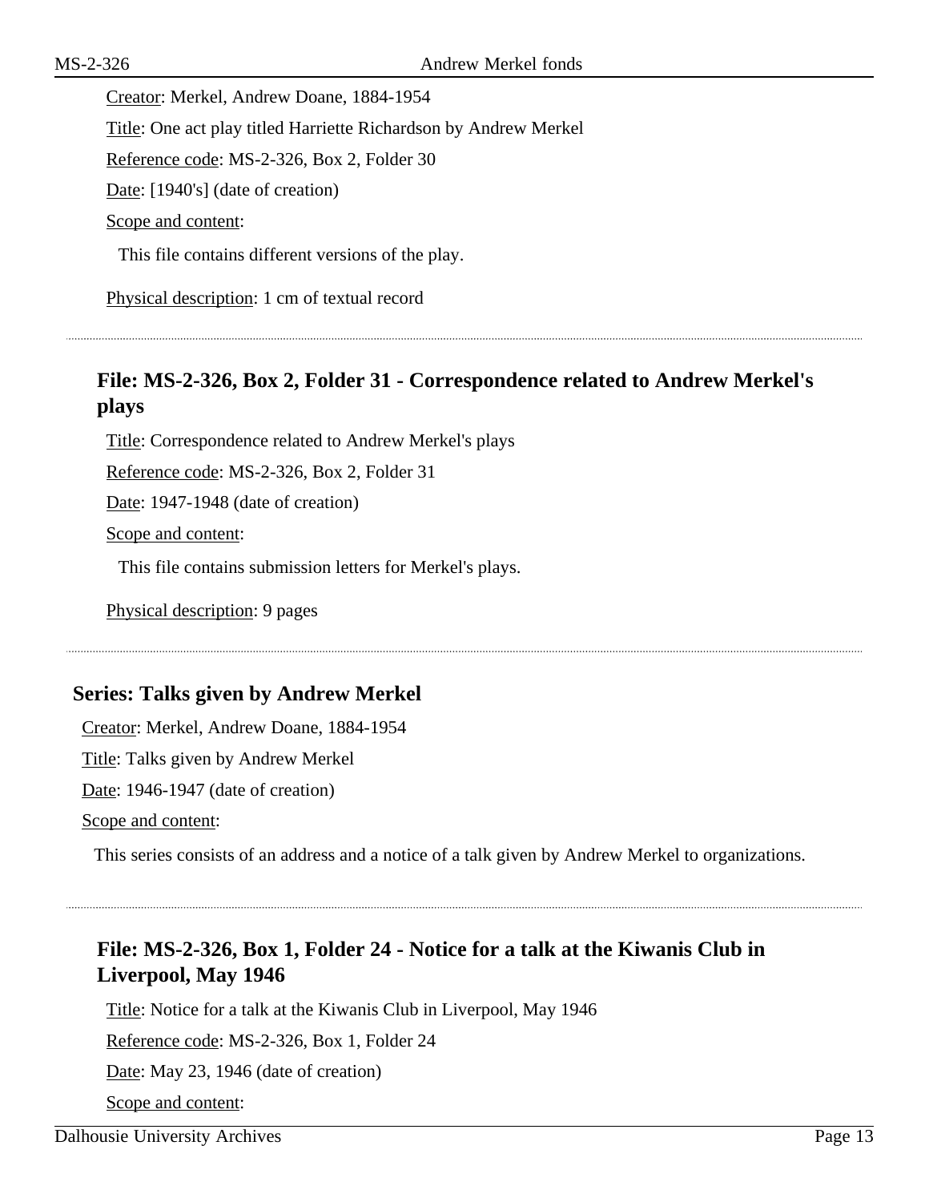Creator: Merkel, Andrew Doane, 1884-1954

Title: One act play titled Harriette Richardson by Andrew Merkel

Reference code: MS-2-326, Box 2, Folder 30

Date: [1940's] (date of creation)

Scope and content:

This file contains different versions of the play.

Physical description: 1 cm of textual record

---

### File: MS-2-326, Box 2, Folder 31 - Correspondence related to Andrew Merkel's plays

Title: Correspondence related to Andrew Merkel's plays

Reference code: MS-2-326, Box 2, Folder 31

Date: 1947-1948 (date of creation)

Scope and content:

This file contains submission letters for Merkel's plays.

Physical description: 9 pages

---

## Series: Talks given by Andrew Merkel

Creator: Merkel, Andrew Doane, 1884-1954

Title: Talks given by Andrew Merkel

Date: 1946-1947 (date of creation)

Scope and content:

This series consists of an address and a notice of a talk given by Andrew Merkel to organizations.

---

### File: MS-2-326, Box 1, Folder 24 - Notice for a talk at the Kiwanis Club in Liverpool, May 1946

Title: Notice for a talk at the Kiwanis Club in Liverpool, May 1946

Reference code: MS-2-326, Box 1, Folder 24

Date: May 23, 1946 (date of creation)

Scope and content: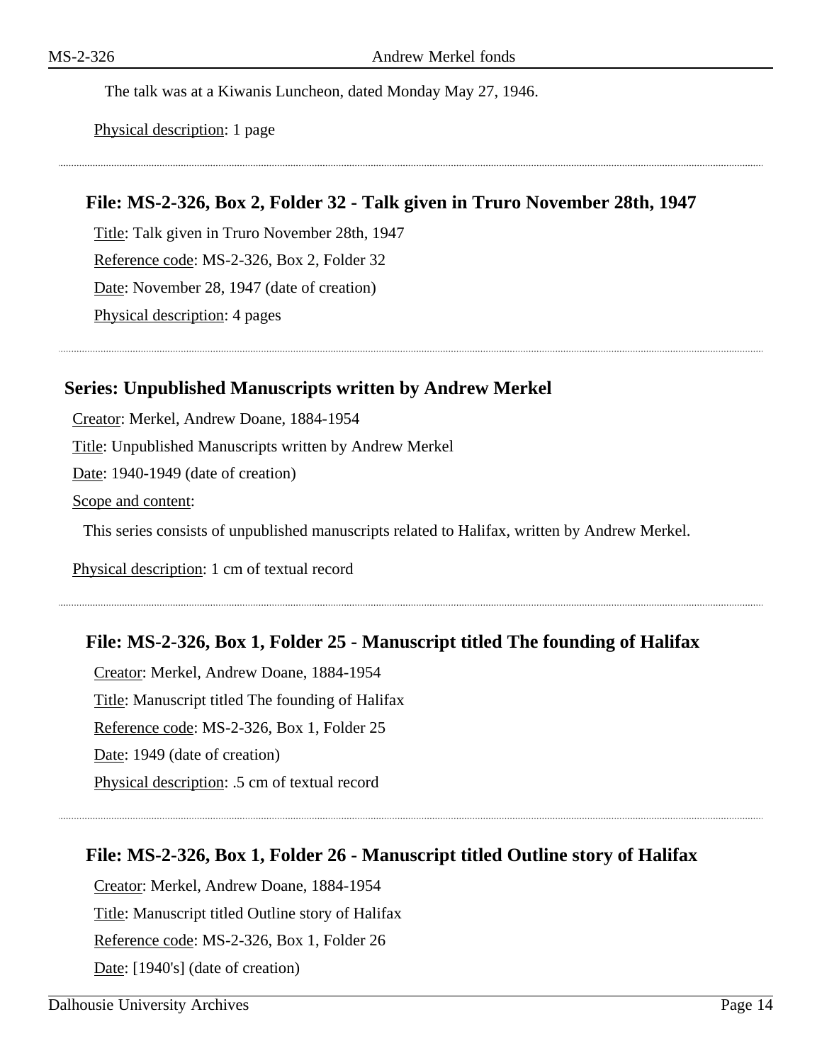The talk was at a Kiwanis Luncheon, dated Monday May 27, 1946.

Physical description: 1 page

### File: MS-2-326, Box 2, Folder 32 - Talk given in Truro November 28th, 1947

Title: Talk given in Truro November 28th, 1947

Reference code: MS-2-326, Box 2, Folder 32

Date: November 28, 1947 (date of creation)

Physical description: 4 pages

## Series: Unpublished Manuscripts written by Andrew Merkel

Creator: Merkel, Andrew Doane, 1884-1954

Title: Unpublished Manuscripts written by Andrew Merkel

Date: 1940-1949 (date of creation)

Scope and content:

This series consists of unpublished manuscripts related to Halifax, written by Andrew Merkel.

Physical description: 1 cm of textual record

### File: MS-2-326, Box 1, Folder 25 - Manuscript titled The founding of Halifax

Creator: Merkel, Andrew Doane, 1884-1954

Title: Manuscript titled The founding of Halifax

Reference code: MS-2-326, Box 1, Folder 25

Date: 1949 (date of creation)

Physical description: .5 cm of textual record

### File: MS-2-326, Box 1, Folder 26 - Manuscript titled Outline story of Halifax

Creator: Merkel, Andrew Doane, 1884-1954

Title: Manuscript titled Outline story of Halifax

Reference code: MS-2-326, Box 1, Folder 26

Date: [1940's] (date of creation)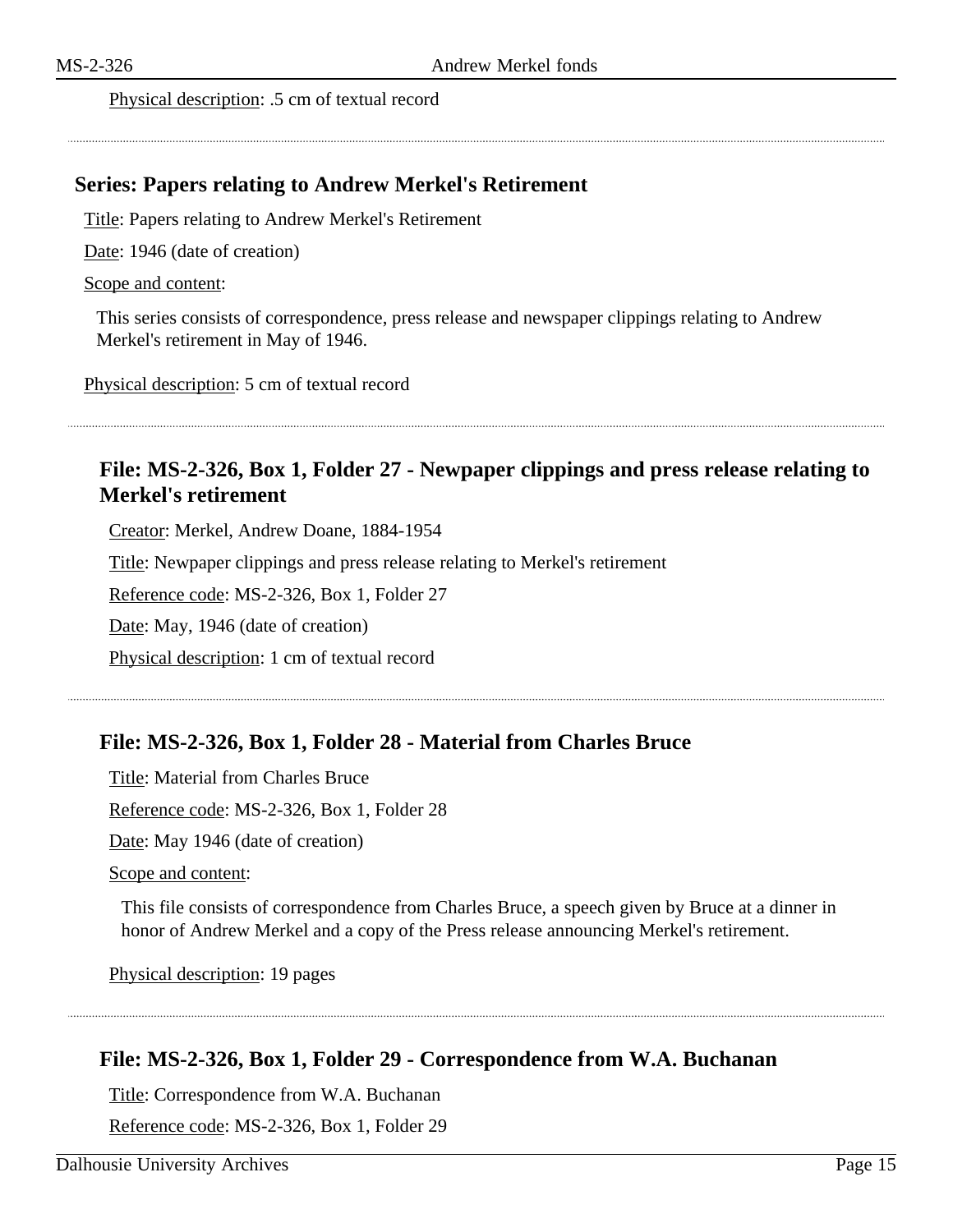Physical description: .5 cm of textual record

---

## Series: Papers relating to Andrew Merkel's Retirement

Title: Papers relating to Andrew Merkel's Retirement

Date: 1946 (date of creation)

Scope and content:

This series consists of correspondence, press release and newspaper clippings relating to Andrew Merkel's retirement in May of 1946.

Physical description: 5 cm of textual record

---

### File: MS-2-326, Box 1, Folder 27 - Newpaper clippings and press release relating to Merkel's retirement

Creator: Merkel, Andrew Doane, 1884-1954

Title: Newpaper clippings and press release relating to Merkel's retirement

Reference code: MS-2-326, Box 1, Folder 27

Date: May, 1946 (date of creation)

Physical description: 1 cm of textual record

---

### File: MS-2-326, Box 1, Folder 28 - Material from Charles Bruce

Title: Material from Charles Bruce

Reference code: MS-2-326, Box 1, Folder 28

Date: May 1946 (date of creation)

Scope and content:

This file consists of correspondence from Charles Bruce, a speech given by Bruce at a dinner in honor of Andrew Merkel and a copy of the Press release announcing Merkel's retirement.

Physical description: 19 pages

---

### File: MS-2-326, Box 1, Folder 29 - Correspondence from W.A. Buchanan

Title: Correspondence from W.A. Buchanan

Reference code: MS-2-326, Box 1, Folder 29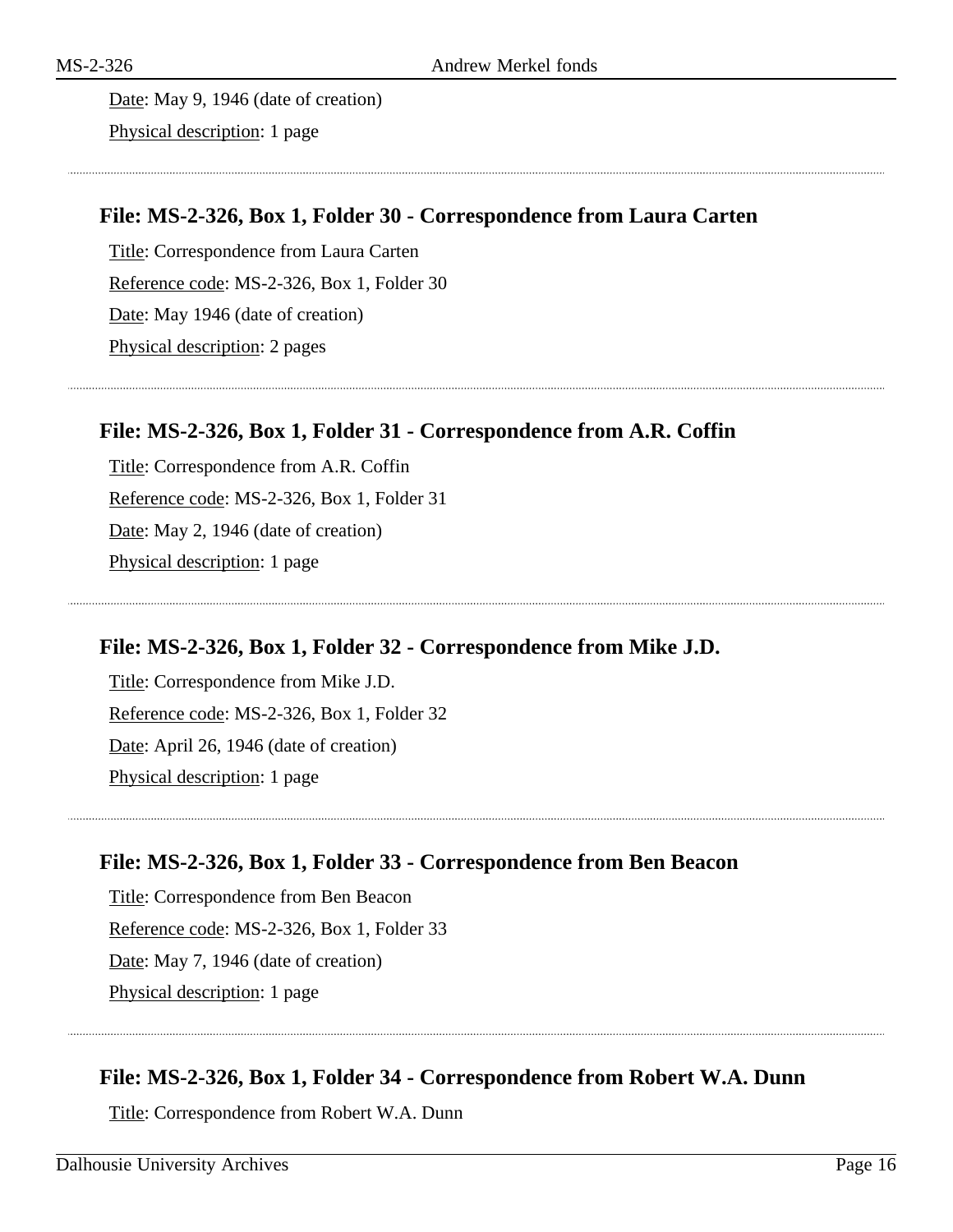Date: May 9, 1946 (date of creation)

Physical description: 1 page

---

### File: MS-2-326, Box 1, Folder 30 - Correspondence from Laura Carten

Title: Correspondence from Laura Carten

Reference code: MS-2-326, Box 1, Folder 30

Date: May 1946 (date of creation)

Physical description: 2 pages

---

### File: MS-2-326, Box 1, Folder 31 - Correspondence from A.R. Coffin

Title: Correspondence from A.R. Coffin

Reference code: MS-2-326, Box 1, Folder 31

Date: May 2, 1946 (date of creation)

Physical description: 1 page

---

### File: MS-2-326, Box 1, Folder 32 - Correspondence from Mike J.D.

Title: Correspondence from Mike J.D.

Reference code: MS-2-326, Box 1, Folder 32

Date: April 26, 1946 (date of creation)

Physical description: 1 page

---

### File: MS-2-326, Box 1, Folder 33 - Correspondence from Ben Beacon

Title: Correspondence from Ben Beacon

Reference code: MS-2-326, Box 1, Folder 33

Date: May 7, 1946 (date of creation)

Physical description: 1 page

---

### File: MS-2-326, Box 1, Folder 34 - Correspondence from Robert W.A. Dunn

Title: Correspondence from Robert W.A. Dunn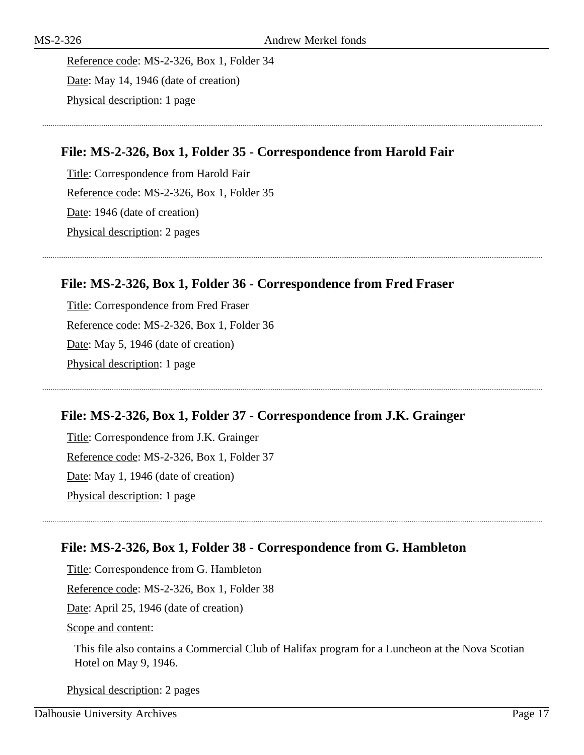Reference code: MS-2-326, Box 1, Folder 34

Date: May 14, 1946 (date of creation)

Physical description: 1 page

---

### File: MS-2-326, Box 1, Folder 35 - Correspondence from Harold Fair

Title: Correspondence from Harold Fair

Reference code: MS-2-326, Box 1, Folder 35

Date: 1946 (date of creation)

Physical description: 2 pages

---

### File: MS-2-326, Box 1, Folder 36 - Correspondence from Fred Fraser

Title: Correspondence from Fred Fraser

Reference code: MS-2-326, Box 1, Folder 36

Date: May 5, 1946 (date of creation)

Physical description: 1 page

---

### File: MS-2-326, Box 1, Folder 37 - Correspondence from J.K. Grainger

Title: Correspondence from J.K. Grainger

Reference code: MS-2-326, Box 1, Folder 37

Date: May 1, 1946 (date of creation)

Physical description: 1 page

---

### File: MS-2-326, Box 1, Folder 38 - Correspondence from G. Hambleton

Title: Correspondence from G. Hambleton

Reference code: MS-2-326, Box 1, Folder 38

Date: April 25, 1946 (date of creation)

Scope and content:

This file also contains a Commercial Club of Halifax program for a Luncheon at the Nova Scotian Hotel on May 9, 1946.

Physical description: 2 pages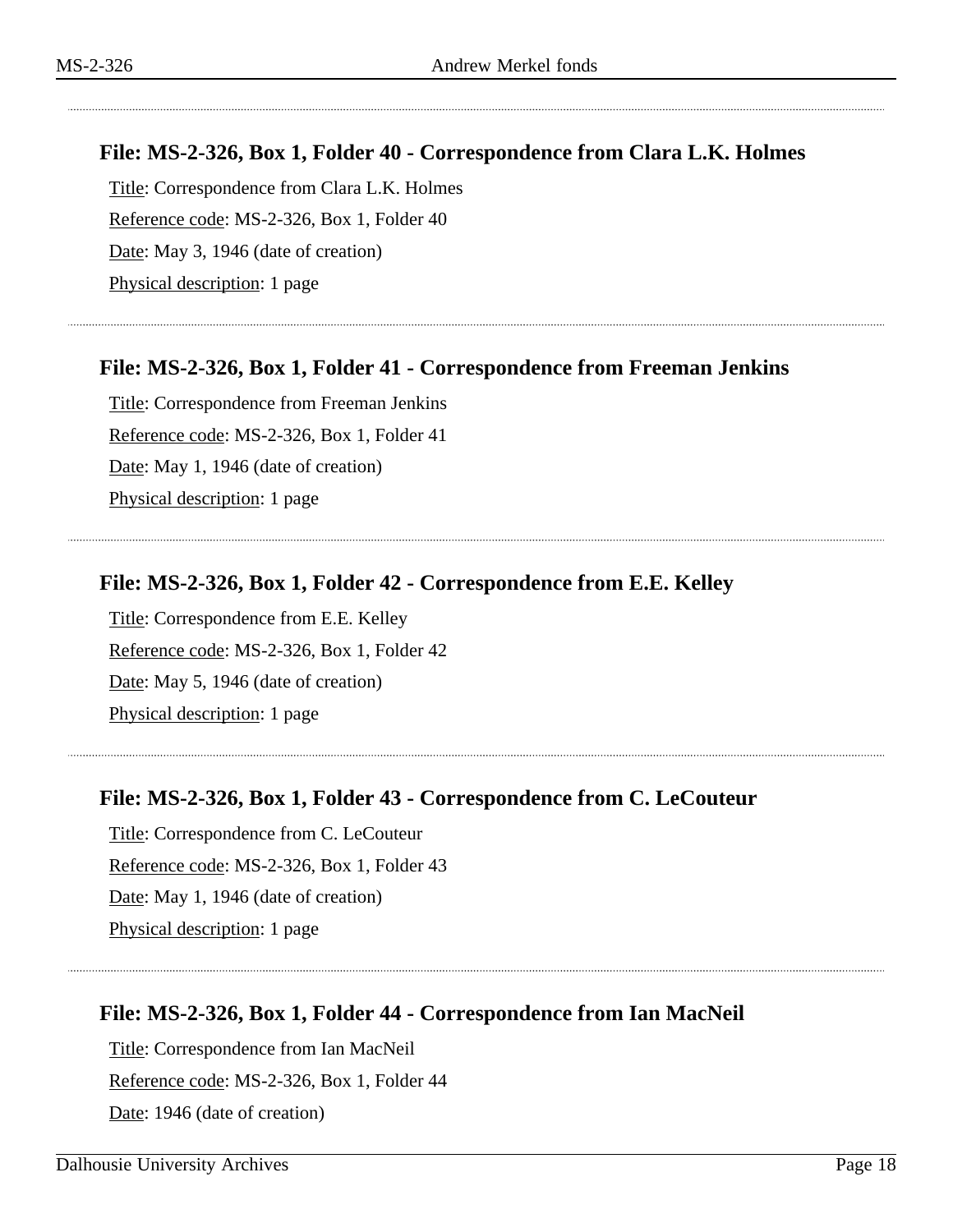### File: MS-2-326, Box 1, Folder 40 - Correspondence from Clara L.K. Holmes

Title: Correspondence from Clara L.K. Holmes

Reference code: MS-2-326, Box 1, Folder 40

Date: May 3, 1946 (date of creation)

Physical description: 1 page

### File: MS-2-326, Box 1, Folder 41 - Correspondence from Freeman Jenkins

Title: Correspondence from Freeman Jenkins

Reference code: MS-2-326, Box 1, Folder 41

Date: May 1, 1946 (date of creation)

Physical description: 1 page

### File: MS-2-326, Box 1, Folder 42 - Correspondence from E.E. Kelley

Title: Correspondence from E.E. Kelley

Reference code: MS-2-326, Box 1, Folder 42

Date: May 5, 1946 (date of creation)

Physical description: 1 page

### File: MS-2-326, Box 1, Folder 43 - Correspondence from C. LeCouteur

Title: Correspondence from C. LeCouteur

Reference code: MS-2-326, Box 1, Folder 43

Date: May 1, 1946 (date of creation)

Physical description: 1 page

### File: MS-2-326, Box 1, Folder 44 - Correspondence from Ian MacNeil

Title: Correspondence from Ian MacNeil

Reference code: MS-2-326, Box 1, Folder 44

Date: 1946 (date of creation)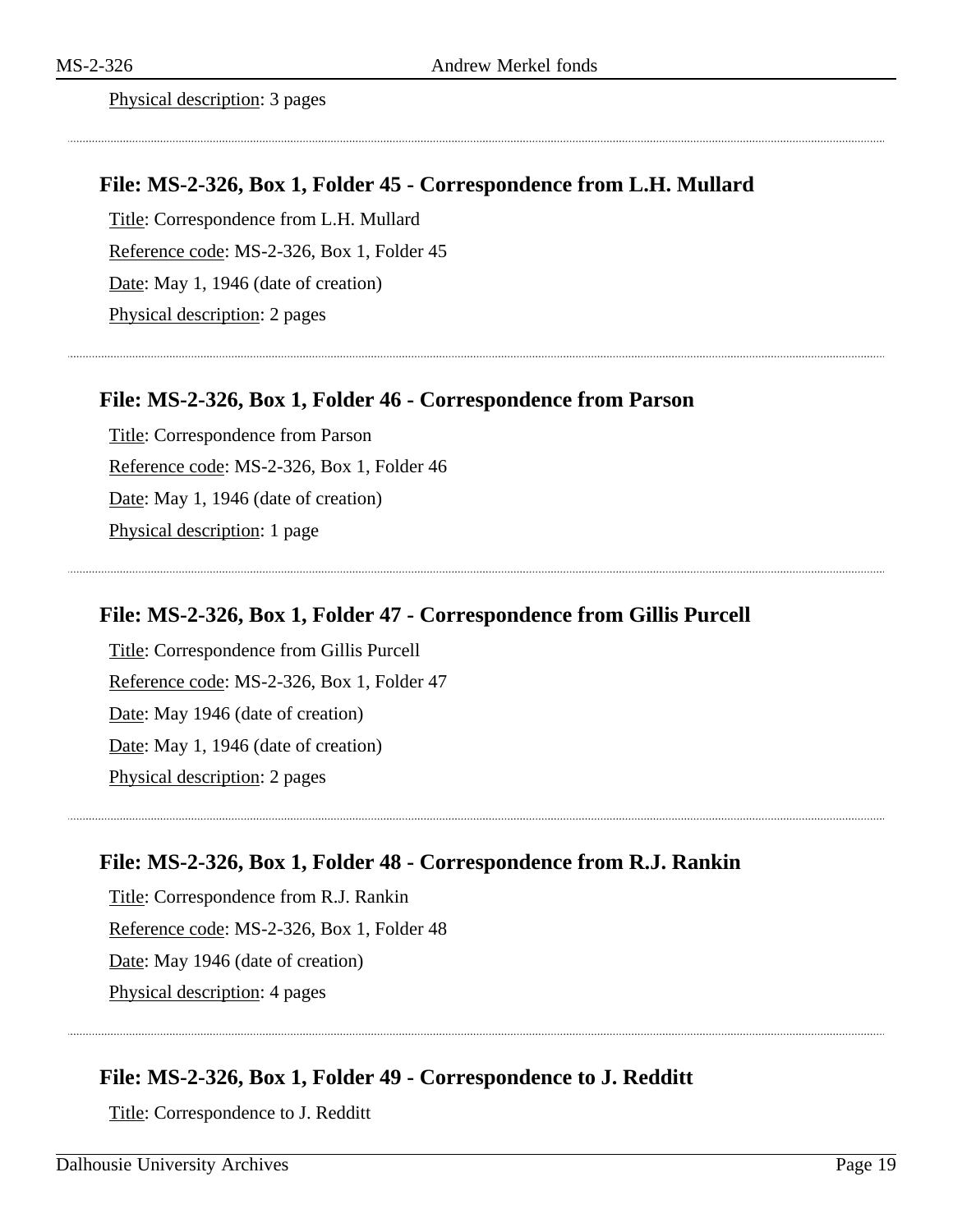Physical description: 3 pages

---

### File: MS-2-326, Box 1, Folder 45 - Correspondence from L.H. Mullard

Title: Correspondence from L.H. Mullard

Reference code: MS-2-326, Box 1, Folder 45

Date: May 1, 1946 (date of creation)

Physical description: 2 pages

---

### File: MS-2-326, Box 1, Folder 46 - Correspondence from Parson

Title: Correspondence from Parson

Reference code: MS-2-326, Box 1, Folder 46

Date: May 1, 1946 (date of creation)

Physical description: 1 page

---

### File: MS-2-326, Box 1, Folder 47 - Correspondence from Gillis Purcell

Title: Correspondence from Gillis Purcell

Reference code: MS-2-326, Box 1, Folder 47

Date: May 1946 (date of creation)

Date: May 1, 1946 (date of creation)

Physical description: 2 pages

---

### File: MS-2-326, Box 1, Folder 48 - Correspondence from R.J. Rankin

Title: Correspondence from R.J. Rankin

Reference code: MS-2-326, Box 1, Folder 48

Date: May 1946 (date of creation)

Physical description: 4 pages

---

### File: MS-2-326, Box 1, Folder 49 - Correspondence to J. Redditt

Title: Correspondence to J. Redditt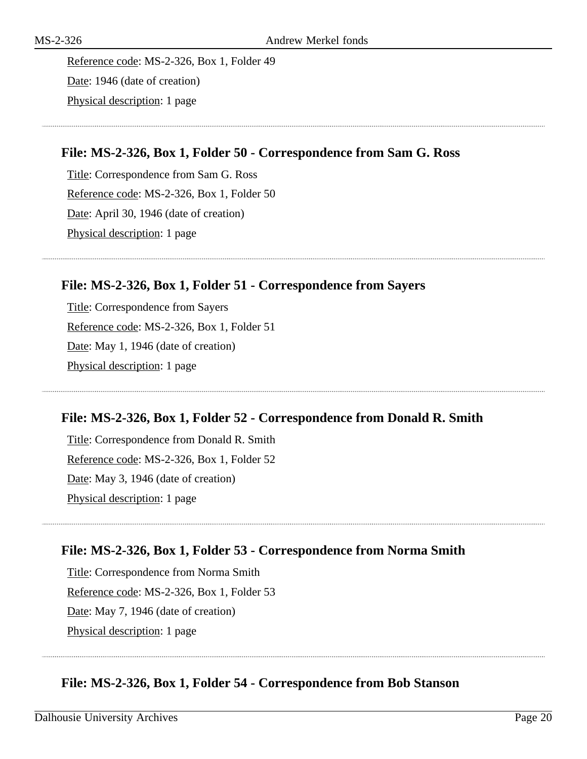Reference code: MS-2-326, Box 1, Folder 49

Date: 1946 (date of creation)

Physical description: 1 page

---

### File: MS-2-326, Box 1, Folder 50 - Correspondence from Sam G. Ross

Title: Correspondence from Sam G. Ross

Reference code: MS-2-326, Box 1, Folder 50

Date: April 30, 1946 (date of creation)

Physical description: 1 page

---

### File: MS-2-326, Box 1, Folder 51 - Correspondence from Sayers

Title: Correspondence from Sayers

Reference code: MS-2-326, Box 1, Folder 51

Date: May 1, 1946 (date of creation)

Physical description: 1 page

---

### File: MS-2-326, Box 1, Folder 52 - Correspondence from Donald R. Smith

Title: Correspondence from Donald R. Smith

Reference code: MS-2-326, Box 1, Folder 52

Date: May 3, 1946 (date of creation)

Physical description: 1 page

---

### File: MS-2-326, Box 1, Folder 53 - Correspondence from Norma Smith

Title: Correspondence from Norma Smith

Reference code: MS-2-326, Box 1, Folder 53

Date: May 7, 1946 (date of creation)

Physical description: 1 page

---

### File: MS-2-326, Box 1, Folder 54 - Correspondence from Bob Stanson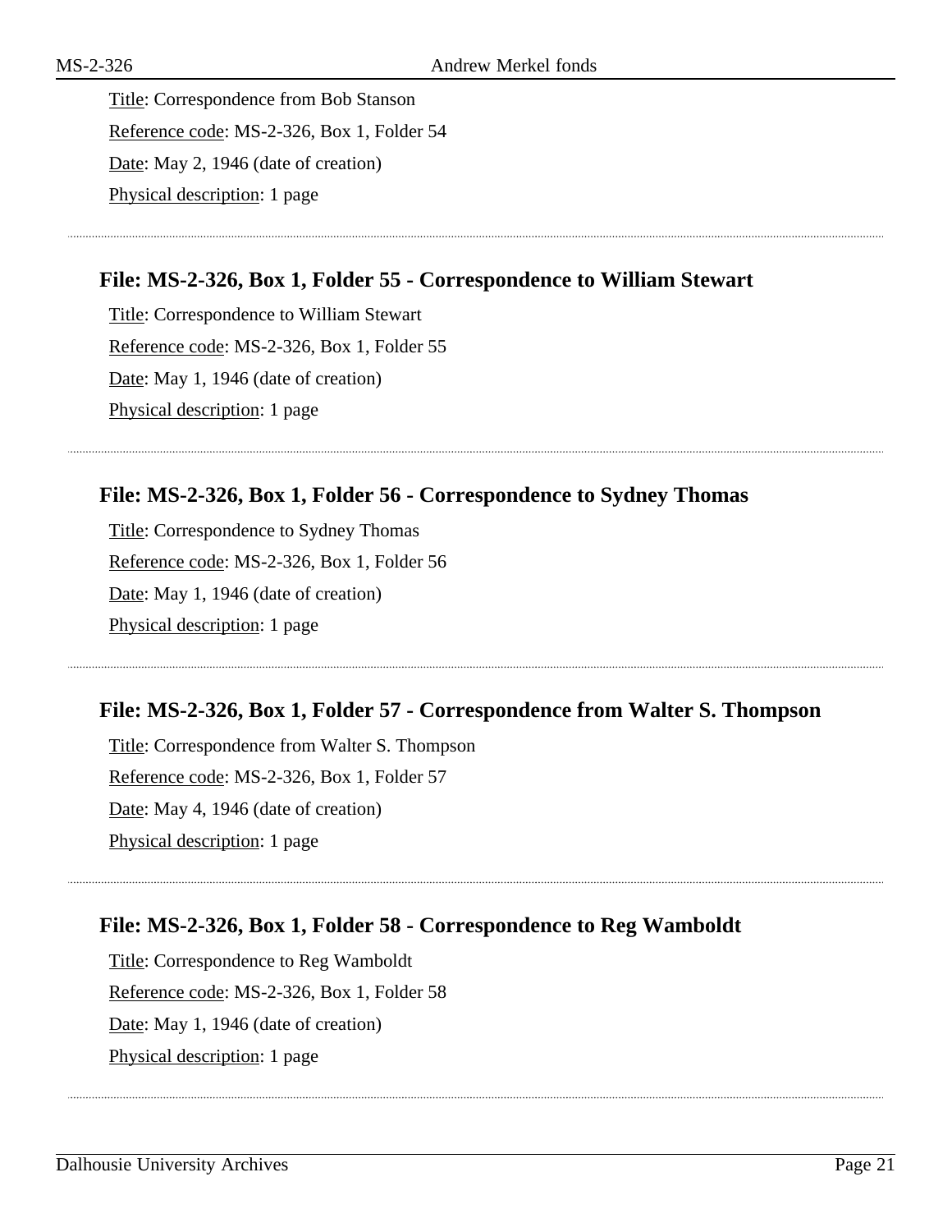Title: Correspondence from Bob Stanson

Reference code: MS-2-326, Box 1, Folder 54

Date: May 2, 1946 (date of creation)

Physical description: 1 page

### File: MS-2-326, Box 1, Folder 55 - Correspondence to William Stewart

Title: Correspondence to William Stewart

Reference code: MS-2-326, Box 1, Folder 55

Date: May 1, 1946 (date of creation)

Physical description: 1 page

### File: MS-2-326, Box 1, Folder 56 - Correspondence to Sydney Thomas

Title: Correspondence to Sydney Thomas

Reference code: MS-2-326, Box 1, Folder 56

Date: May 1, 1946 (date of creation)

Physical description: 1 page

### File: MS-2-326, Box 1, Folder 57 - Correspondence from Walter S. Thompson

Title: Correspondence from Walter S. Thompson

Reference code: MS-2-326, Box 1, Folder 57

Date: May 4, 1946 (date of creation)

Physical description: 1 page

### File: MS-2-326, Box 1, Folder 58 - Correspondence to Reg Wamboldt

Title: Correspondence to Reg Wamboldt

Reference code: MS-2-326, Box 1, Folder 58

Date: May 1, 1946 (date of creation)

Physical description: 1 page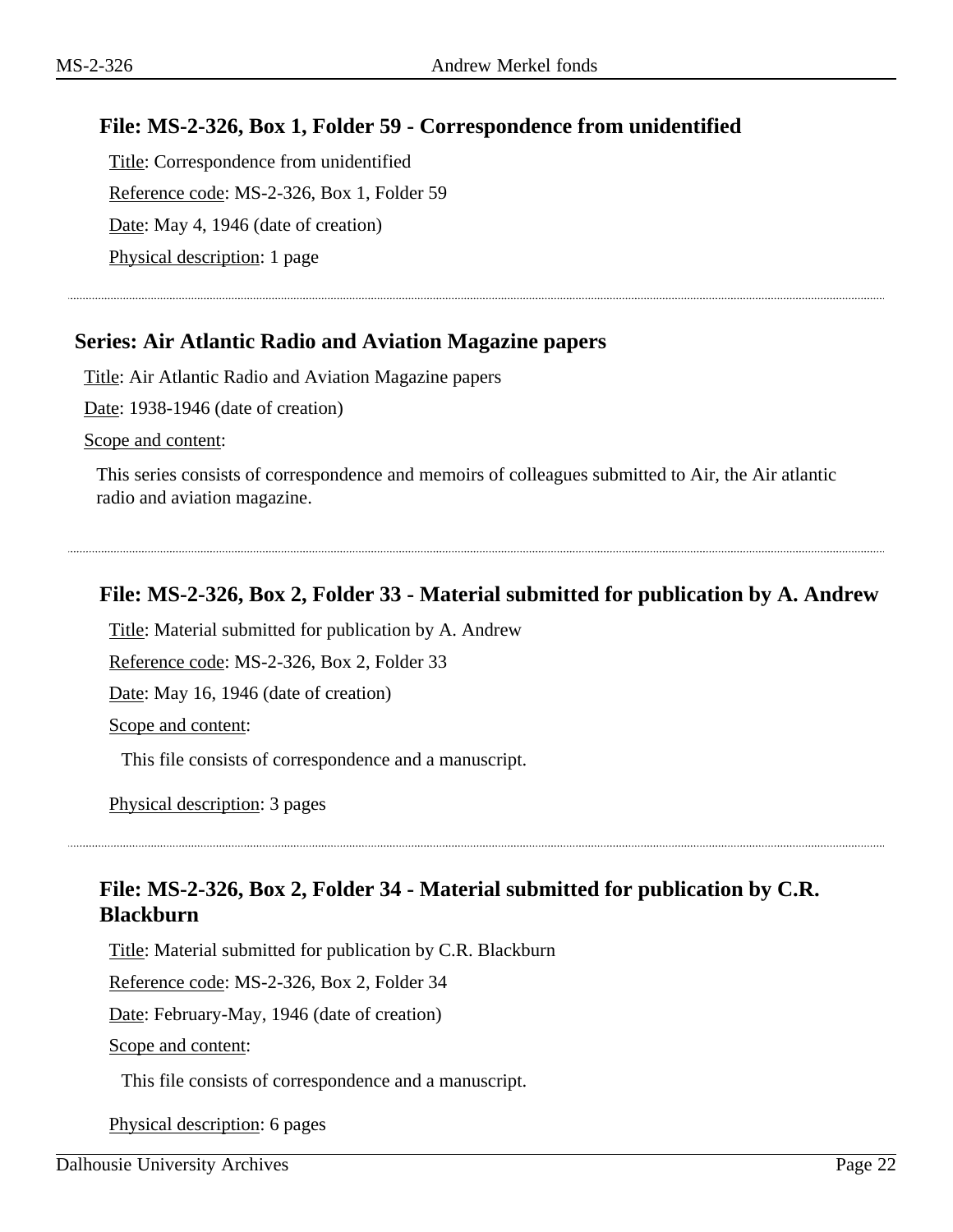### File: MS-2-326, Box 1, Folder 59 - Correspondence from unidentified

Title: Correspondence from unidentified

Reference code: MS-2-326, Box 1, Folder 59

Date: May 4, 1946 (date of creation)

Physical description: 1 page

---

## Series: Air Atlantic Radio and Aviation Magazine papers

Title: Air Atlantic Radio and Aviation Magazine papers

Date: 1938-1946 (date of creation)

Scope and content:

This series consists of correspondence and memoirs of colleagues submitted to Air, the Air atlantic radio and aviation magazine.

---

### File: MS-2-326, Box 2, Folder 33 - Material submitted for publication by A. Andrew

Title: Material submitted for publication by A. Andrew

Reference code: MS-2-326, Box 2, Folder 33

Date: May 16, 1946 (date of creation)

Scope and content:

This file consists of correspondence and a manuscript.

Physical description: 3 pages

---

### File: MS-2-326, Box 2, Folder 34 - Material submitted for publication by C.R. Blackburn

Title: Material submitted for publication by C.R. Blackburn

Reference code: MS-2-326, Box 2, Folder 34

Date: February-May, 1946 (date of creation)

Scope and content:

This file consists of correspondence and a manuscript.

Physical description: 6 pages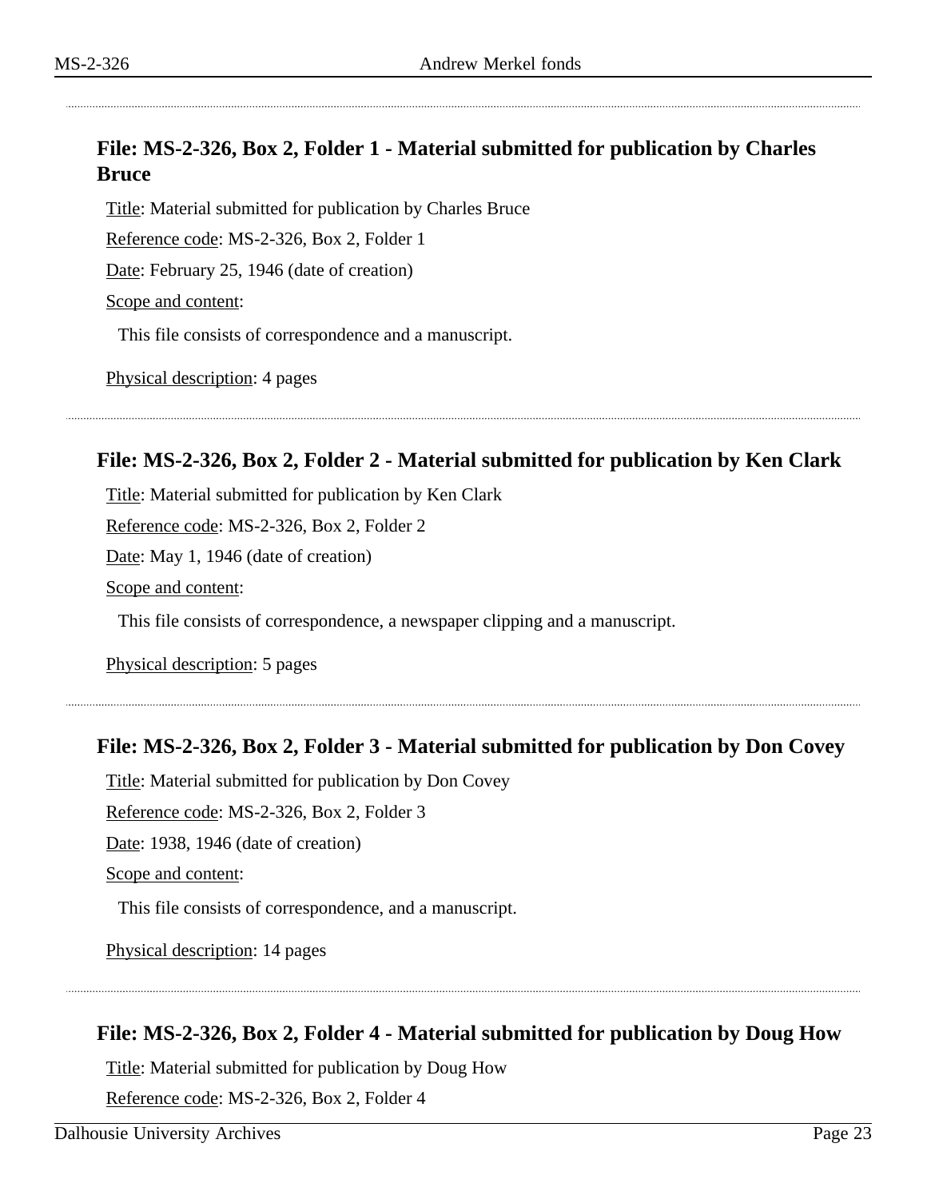### File: MS-2-326, Box 2, Folder 1 - Material submitted for publication by Charles Bruce

Title: Material submitted for publication by Charles Bruce

Reference code: MS-2-326, Box 2, Folder 1

Date: February 25, 1946 (date of creation)

Scope and content:

This file consists of correspondence and a manuscript.

Physical description: 4 pages

### File: MS-2-326, Box 2, Folder 2 - Material submitted for publication by Ken Clark

Title: Material submitted for publication by Ken Clark

Reference code: MS-2-326, Box 2, Folder 2

Date: May 1, 1946 (date of creation)

Scope and content:

This file consists of correspondence, a newspaper clipping and a manuscript.

Physical description: 5 pages

### File: MS-2-326, Box 2, Folder 3 - Material submitted for publication by Don Covey

Title: Material submitted for publication by Don Covey

Reference code: MS-2-326, Box 2, Folder 3

Date: 1938, 1946 (date of creation)

Scope and content:

This file consists of correspondence, and a manuscript.

Physical description: 14 pages

### File: MS-2-326, Box 2, Folder 4 - Material submitted for publication by Doug How

Title: Material submitted for publication by Doug How

Reference code: MS-2-326, Box 2, Folder 4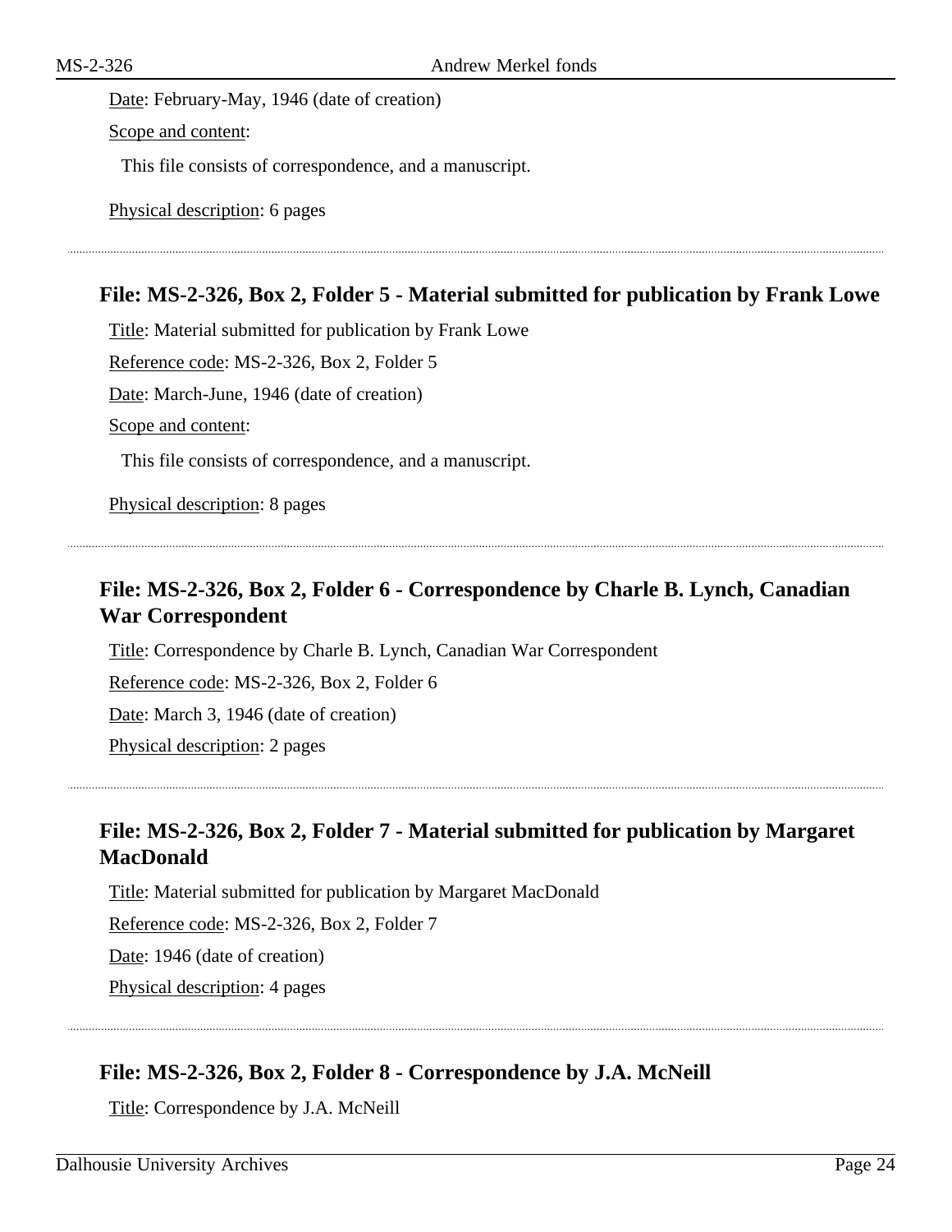Date: February-May, 1946 (date of creation)

Scope and content:

This file consists of correspondence, and a manuscript.

Physical description: 6 pages

### File: MS-2-326, Box 2, Folder 5 - Material submitted for publication by Frank Lowe

Title: Material submitted for publication by Frank Lowe

Reference code: MS-2-326, Box 2, Folder 5

Date: March-June, 1946 (date of creation)

Scope and content:

This file consists of correspondence, and a manuscript.

Physical description: 8 pages

### File: MS-2-326, Box 2, Folder 6 - Correspondence by Charle B. Lynch, Canadian War Correspondent

Title: Correspondence by Charle B. Lynch, Canadian War Correspondent

Reference code: MS-2-326, Box 2, Folder 6

Date: March 3, 1946 (date of creation)

Physical description: 2 pages

### File: MS-2-326, Box 2, Folder 7 - Material submitted for publication by Margaret MacDonald

Title: Material submitted for publication by Margaret MacDonald

Reference code: MS-2-326, Box 2, Folder 7

Date: 1946 (date of creation)

Physical description: 4 pages

### File: MS-2-326, Box 2, Folder 8 - Correspondence by J.A. McNeill

Title: Correspondence by J.A. McNeill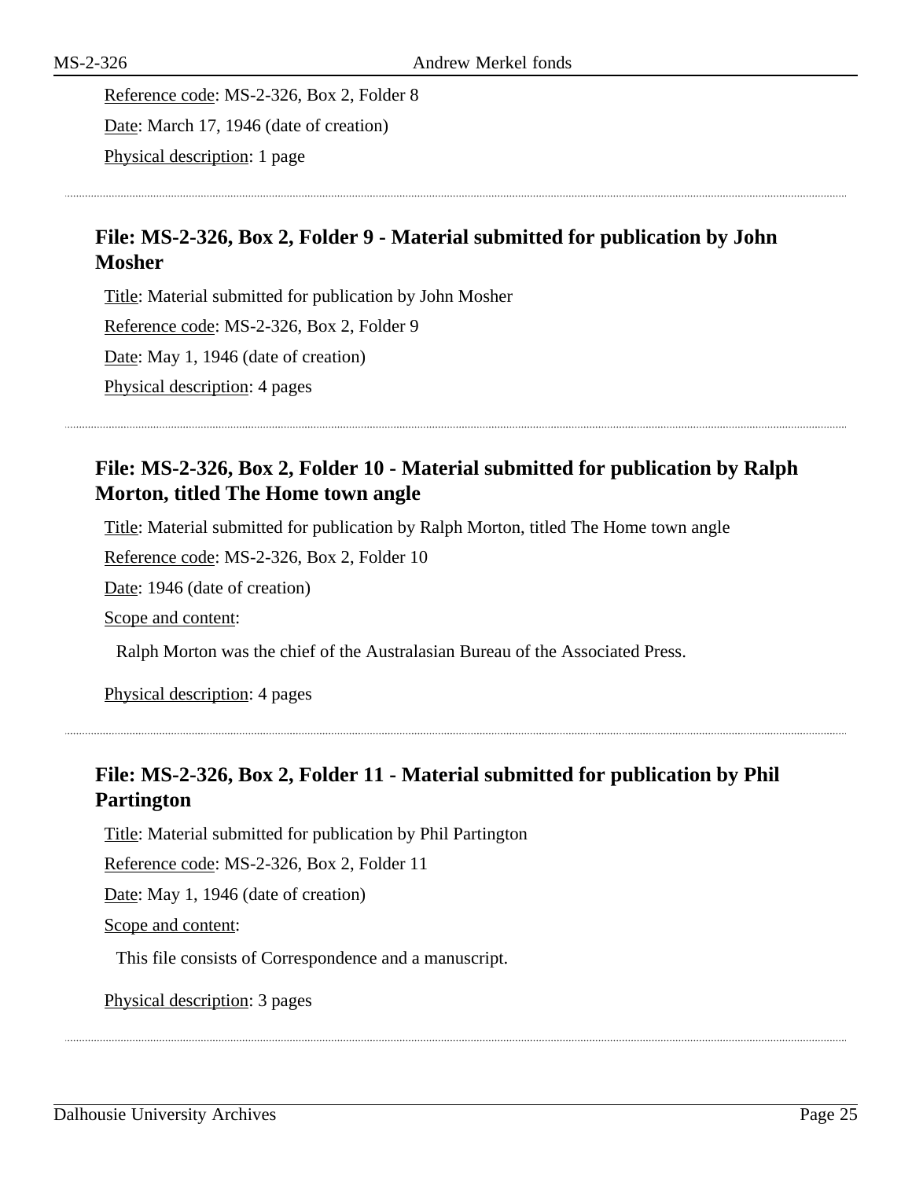Reference code: MS-2-326, Box 2, Folder 8

Date: March 17, 1946 (date of creation)

Physical description: 1 page

### File: MS-2-326, Box 2, Folder 9 - Material submitted for publication by John Mosher

Title: Material submitted for publication by John Mosher

Reference code: MS-2-326, Box 2, Folder 9

Date: May 1, 1946 (date of creation)

Physical description: 4 pages

### File: MS-2-326, Box 2, Folder 10 - Material submitted for publication by Ralph Morton, titled The Home town angle

Title: Material submitted for publication by Ralph Morton, titled The Home town angle

Reference code: MS-2-326, Box 2, Folder 10

Date: 1946 (date of creation)

Scope and content:

Ralph Morton was the chief of the Australasian Bureau of the Associated Press.

Physical description: 4 pages

### File: MS-2-326, Box 2, Folder 11 - Material submitted for publication by Phil Partington

Title: Material submitted for publication by Phil Partington

Reference code: MS-2-326, Box 2, Folder 11

Date: May 1, 1946 (date of creation)

Scope and content:

This file consists of Correspondence and a manuscript.

Physical description: 3 pages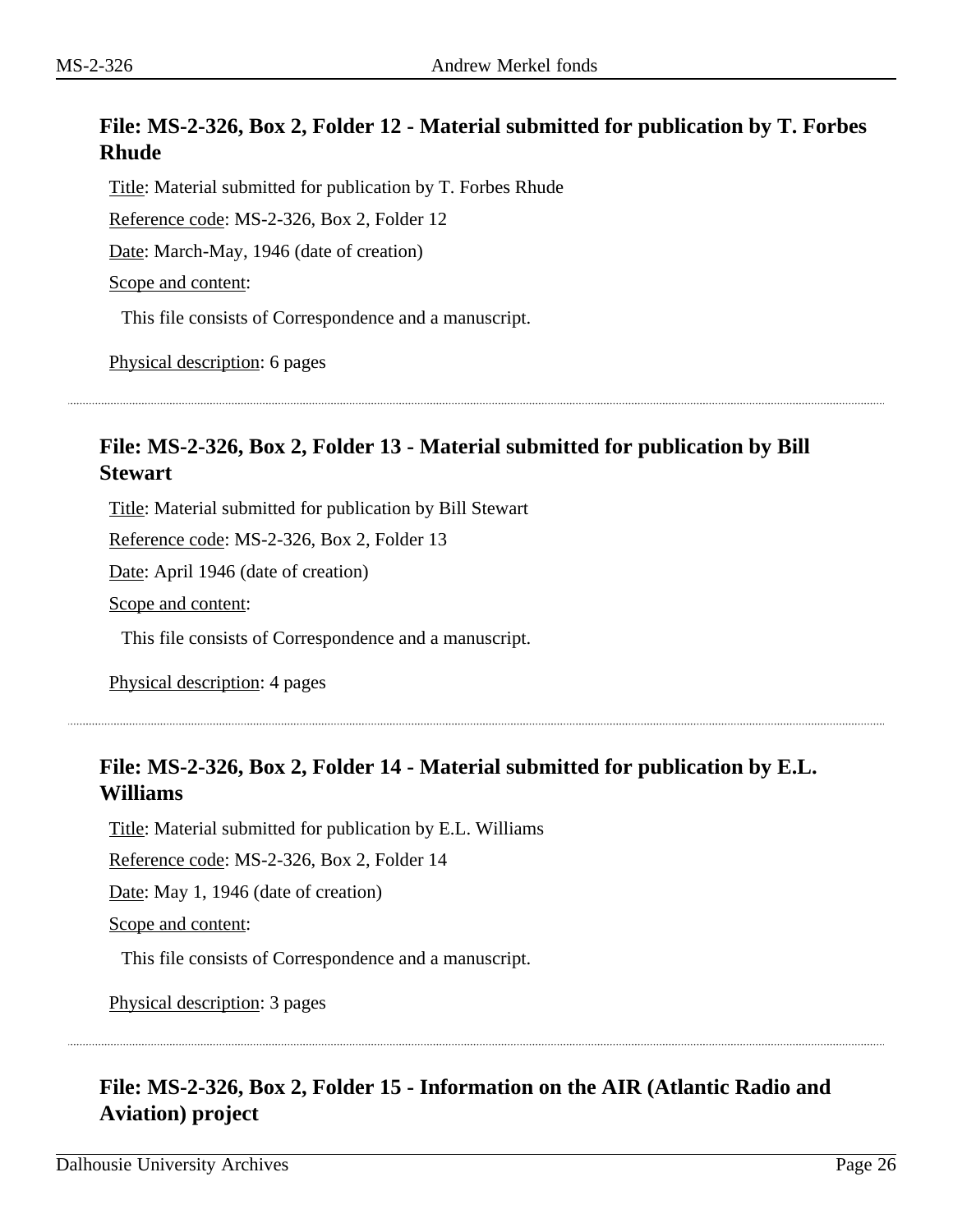### File: MS-2-326, Box 2, Folder 12 - Material submitted for publication by T. Forbes Rhude

Title: Material submitted for publication by T. Forbes Rhude

Reference code: MS-2-326, Box 2, Folder 12

Date: March-May, 1946 (date of creation)

Scope and content:

This file consists of Correspondence and a manuscript.

Physical description: 6 pages

---

### File: MS-2-326, Box 2, Folder 13 - Material submitted for publication by Bill Stewart

Title: Material submitted for publication by Bill Stewart

Reference code: MS-2-326, Box 2, Folder 13

Date: April 1946 (date of creation)

Scope and content:

This file consists of Correspondence and a manuscript.

Physical description: 4 pages

---

### File: MS-2-326, Box 2, Folder 14 - Material submitted for publication by E.L. Williams

Title: Material submitted for publication by E.L. Williams

Reference code: MS-2-326, Box 2, Folder 14

Date: May 1, 1946 (date of creation)

Scope and content:

This file consists of Correspondence and a manuscript.

Physical description: 3 pages

---

### File: MS-2-326, Box 2, Folder 15 - Information on the AIR (Atlantic Radio and Aviation) project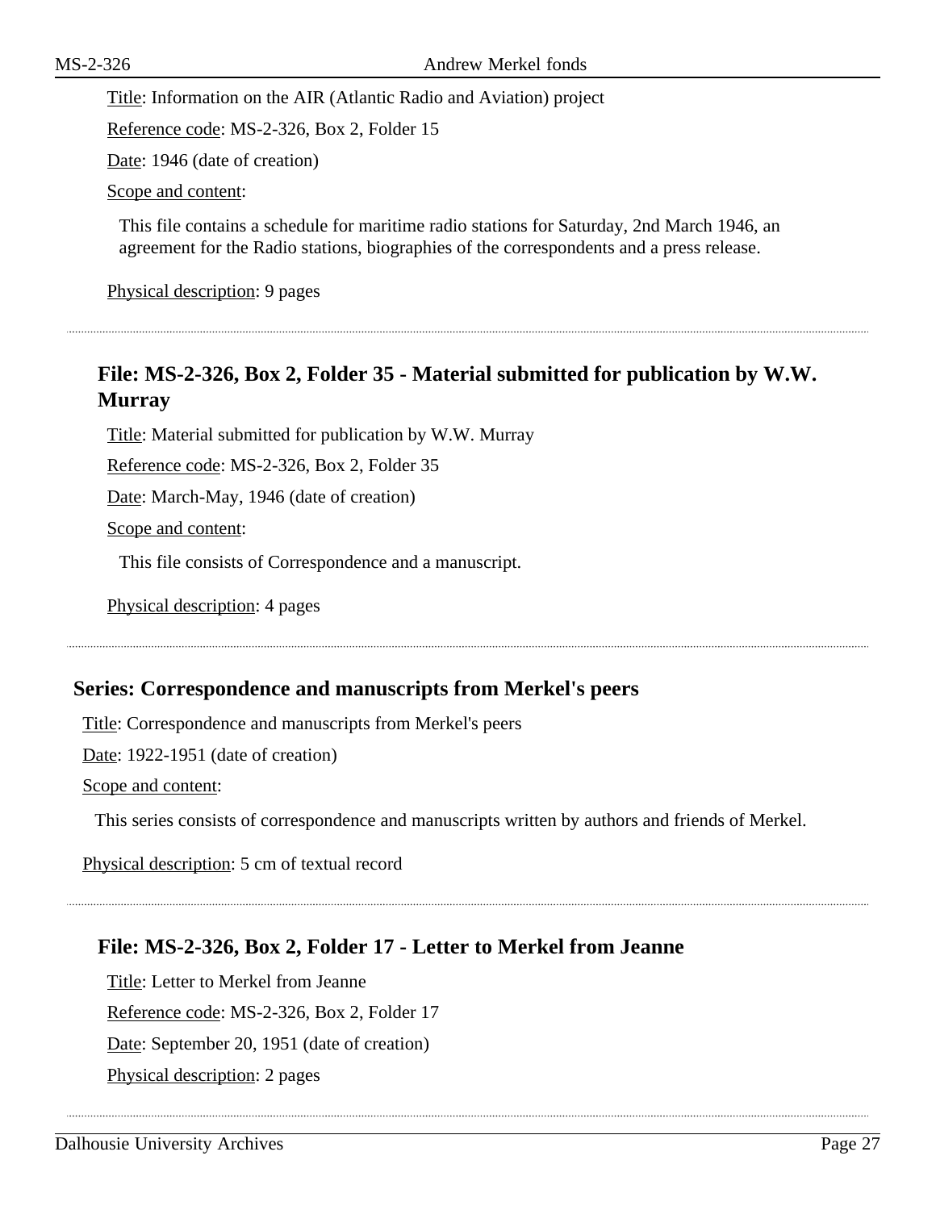Title: Information on the AIR (Atlantic Radio and Aviation) project

Reference code: MS-2-326, Box 2, Folder 15

Date: 1946 (date of creation)

Scope and content:

This file contains a schedule for maritime radio stations for Saturday, 2nd March 1946, an agreement for the Radio stations, biographies of the correspondents and a press release.

Physical description: 9 pages

---

### File: MS-2-326, Box 2, Folder 35 - Material submitted for publication by W.W. Murray

Title: Material submitted for publication by W.W. Murray

Reference code: MS-2-326, Box 2, Folder 35

Date: March-May, 1946 (date of creation)

Scope and content:

This file consists of Correspondence and a manuscript.

Physical description: 4 pages

---

## Series: Correspondence and manuscripts from Merkel's peers

Title: Correspondence and manuscripts from Merkel's peers

Date: 1922-1951 (date of creation)

Scope and content:

This series consists of correspondence and manuscripts written by authors and friends of Merkel.

Physical description: 5 cm of textual record

---

### File: MS-2-326, Box 2, Folder 17 - Letter to Merkel from Jeanne

Title: Letter to Merkel from Jeanne

Reference code: MS-2-326, Box 2, Folder 17

Date: September 20, 1951 (date of creation)

Physical description: 2 pages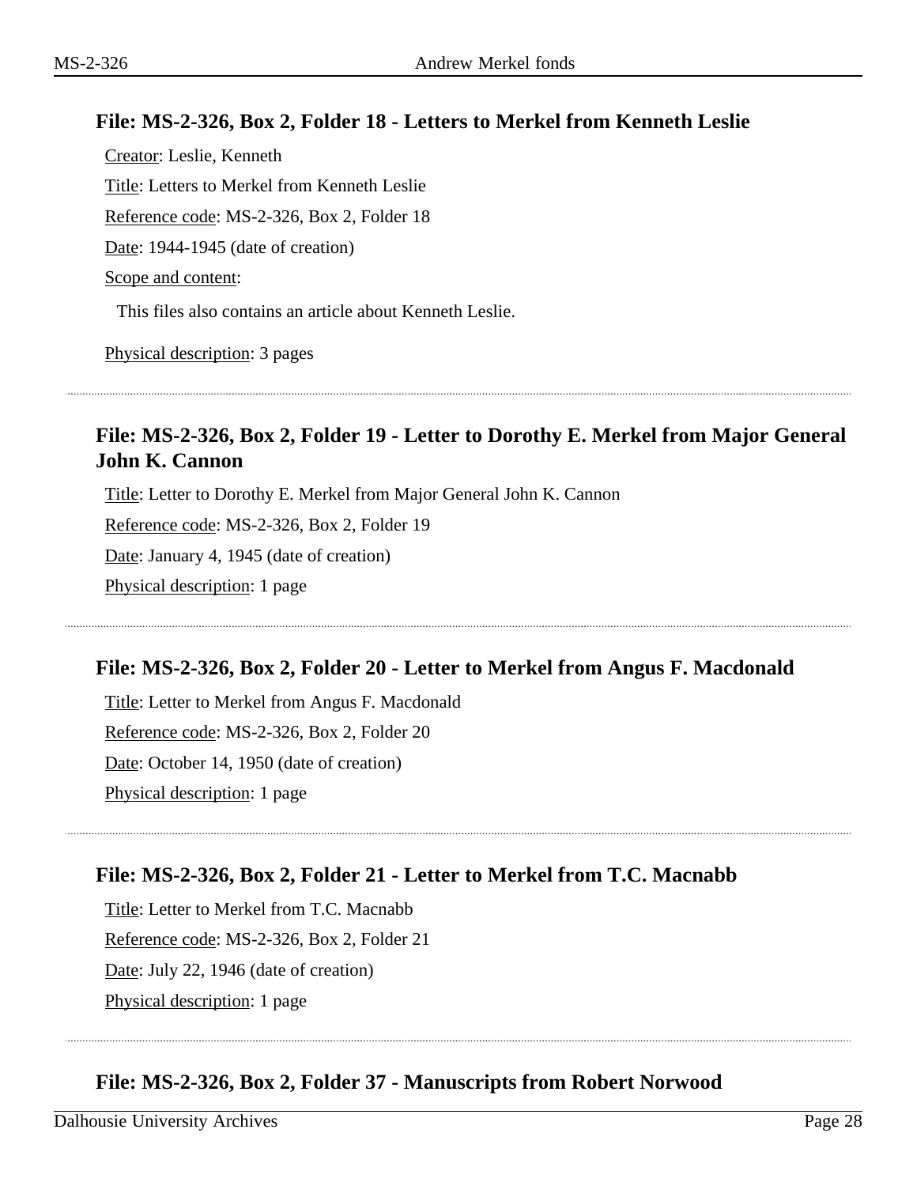### File: MS-2-326, Box 2, Folder 18 - Letters to Merkel from Kenneth Leslie

Creator: Leslie, Kenneth

Title: Letters to Merkel from Kenneth Leslie

Reference code: MS-2-326, Box 2, Folder 18

Date: 1944-1945 (date of creation)

Scope and content:

This files also contains an article about Kenneth Leslie.

Physical description: 3 pages

---

### File: MS-2-326, Box 2, Folder 19 - Letter to Dorothy E. Merkel from Major General John K. Cannon

Title: Letter to Dorothy E. Merkel from Major General John K. Cannon

Reference code: MS-2-326, Box 2, Folder 19

Date: January 4, 1945 (date of creation)

Physical description: 1 page

---

### File: MS-2-326, Box 2, Folder 20 - Letter to Merkel from Angus F. Macdonald

Title: Letter to Merkel from Angus F. Macdonald

Reference code: MS-2-326, Box 2, Folder 20

Date: October 14, 1950 (date of creation)

Physical description: 1 page

---

### File: MS-2-326, Box 2, Folder 21 - Letter to Merkel from T.C. Macnabb

Title: Letter to Merkel from T.C. Macnabb

Reference code: MS-2-326, Box 2, Folder 21

Date: July 22, 1946 (date of creation)

Physical description: 1 page

---

### File: MS-2-326, Box 2, Folder 37 - Manuscripts from Robert Norwood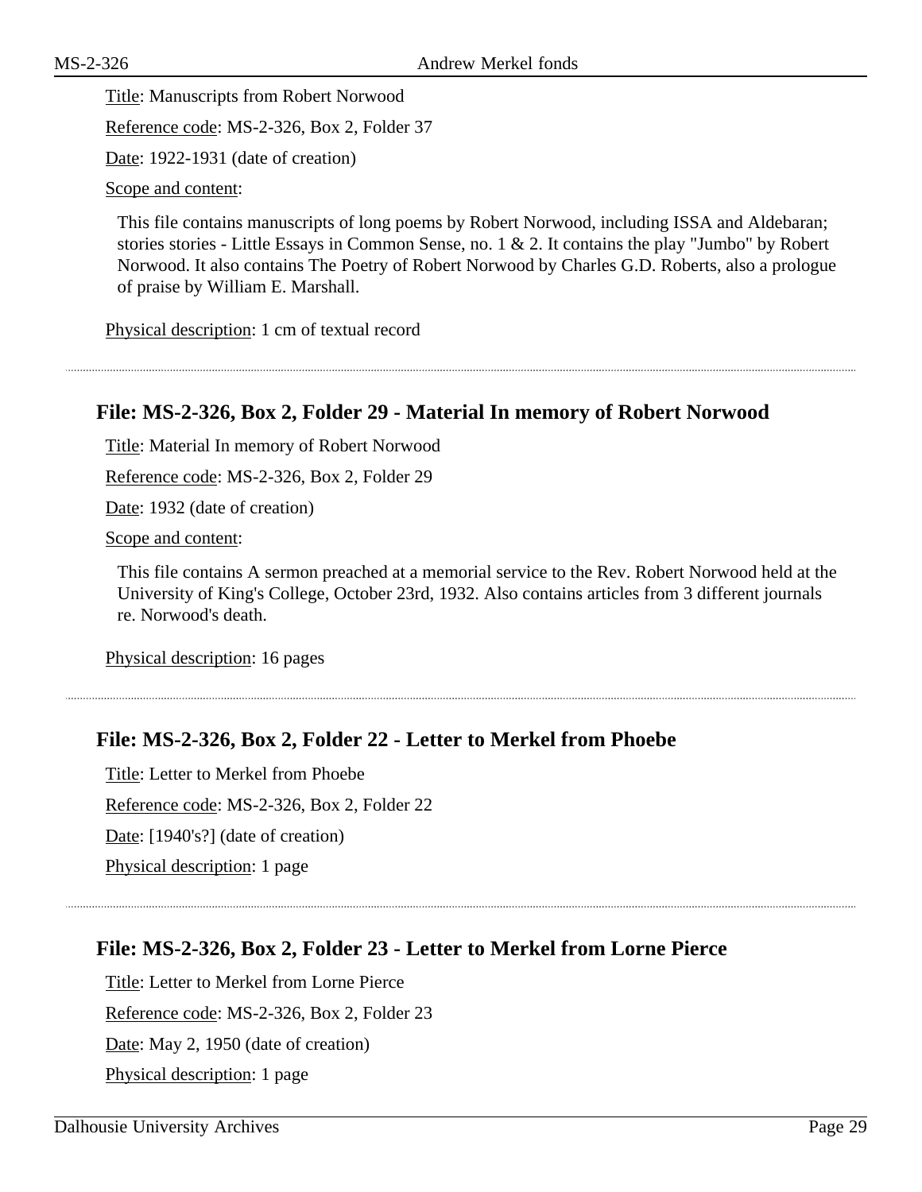Title: Manuscripts from Robert Norwood

Reference code: MS-2-326, Box 2, Folder 37

Date: 1922-1931 (date of creation)

Scope and content:

This file contains manuscripts of long poems by Robert Norwood, including ISSA and Aldebaran; stories stories - Little Essays in Common Sense, no. 1 & 2. It contains the play "Jumbo" by Robert Norwood. It also contains The Poetry of Robert Norwood by Charles G.D. Roberts, also a prologue of praise by William E. Marshall.

Physical description: 1 cm of textual record

---

### File: MS-2-326, Box 2, Folder 29 - Material In memory of Robert Norwood

Title: Material In memory of Robert Norwood

Reference code: MS-2-326, Box 2, Folder 29

Date: 1932 (date of creation)

Scope and content:

This file contains A sermon preached at a memorial service to the Rev. Robert Norwood held at the University of King's College, October 23rd, 1932. Also contains articles from 3 different journals re. Norwood's death.

Physical description: 16 pages

---

### File: MS-2-326, Box 2, Folder 22 - Letter to Merkel from Phoebe

Title: Letter to Merkel from Phoebe

Reference code: MS-2-326, Box 2, Folder 22

Date: [1940's?] (date of creation)

Physical description: 1 page

---

### File: MS-2-326, Box 2, Folder 23 - Letter to Merkel from Lorne Pierce

Title: Letter to Merkel from Lorne Pierce

Reference code: MS-2-326, Box 2, Folder 23

Date: May 2, 1950 (date of creation)

Physical description: 1 page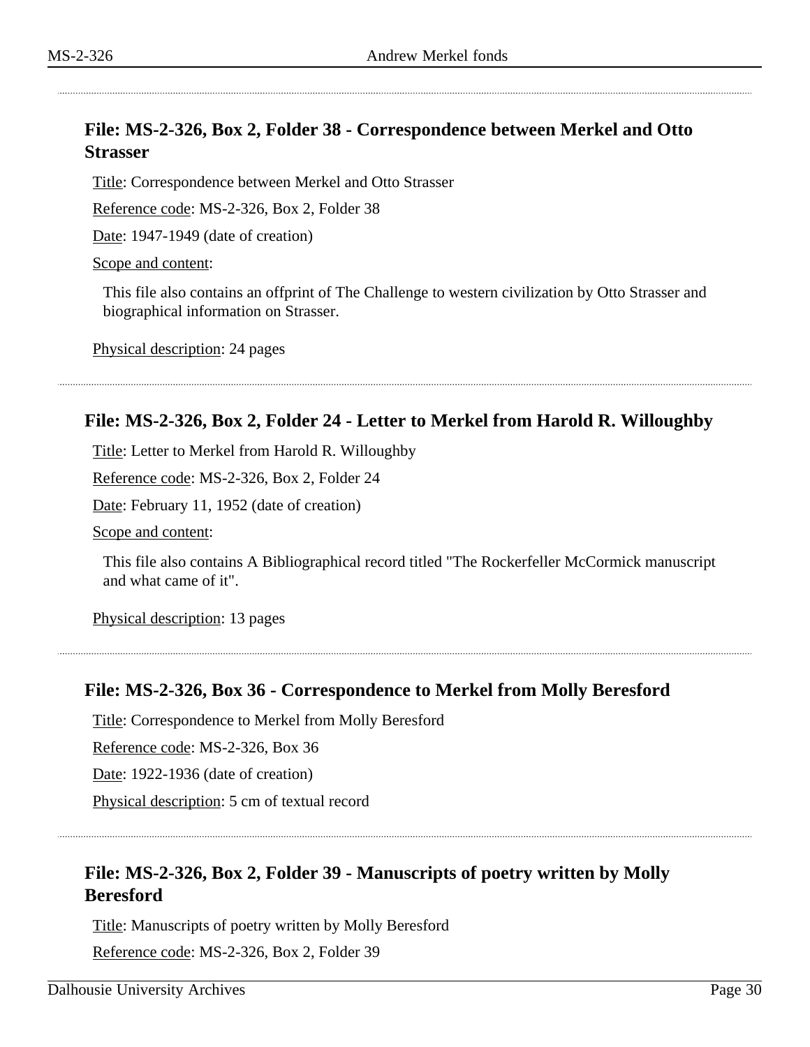## File: MS-2-326, Box 2, Folder 38 - Correspondence between Merkel and Otto Strasser

Title: Correspondence between Merkel and Otto Strasser

Reference code: MS-2-326, Box 2, Folder 38

Date: 1947-1949 (date of creation)

Scope and content:

This file also contains an offprint of The Challenge to western civilization by Otto Strasser and biographical information on Strasser.

Physical description: 24 pages

---

## File: MS-2-326, Box 2, Folder 24 - Letter to Merkel from Harold R. Willoughby

Title: Letter to Merkel from Harold R. Willoughby

Reference code: MS-2-326, Box 2, Folder 24

Date: February 11, 1952 (date of creation)

Scope and content:

This file also contains A Bibliographical record titled "The Rockerfeller McCormick manuscript and what came of it".

Physical description: 13 pages

---

## File: MS-2-326, Box 36 - Correspondence to Merkel from Molly Beresford

Title: Correspondence to Merkel from Molly Beresford

Reference code: MS-2-326, Box 36

Date: 1922-1936 (date of creation)

Physical description: 5 cm of textual record

---

## File: MS-2-326, Box 2, Folder 39 - Manuscripts of poetry written by Molly Beresford

Title: Manuscripts of poetry written by Molly Beresford

Reference code: MS-2-326, Box 2, Folder 39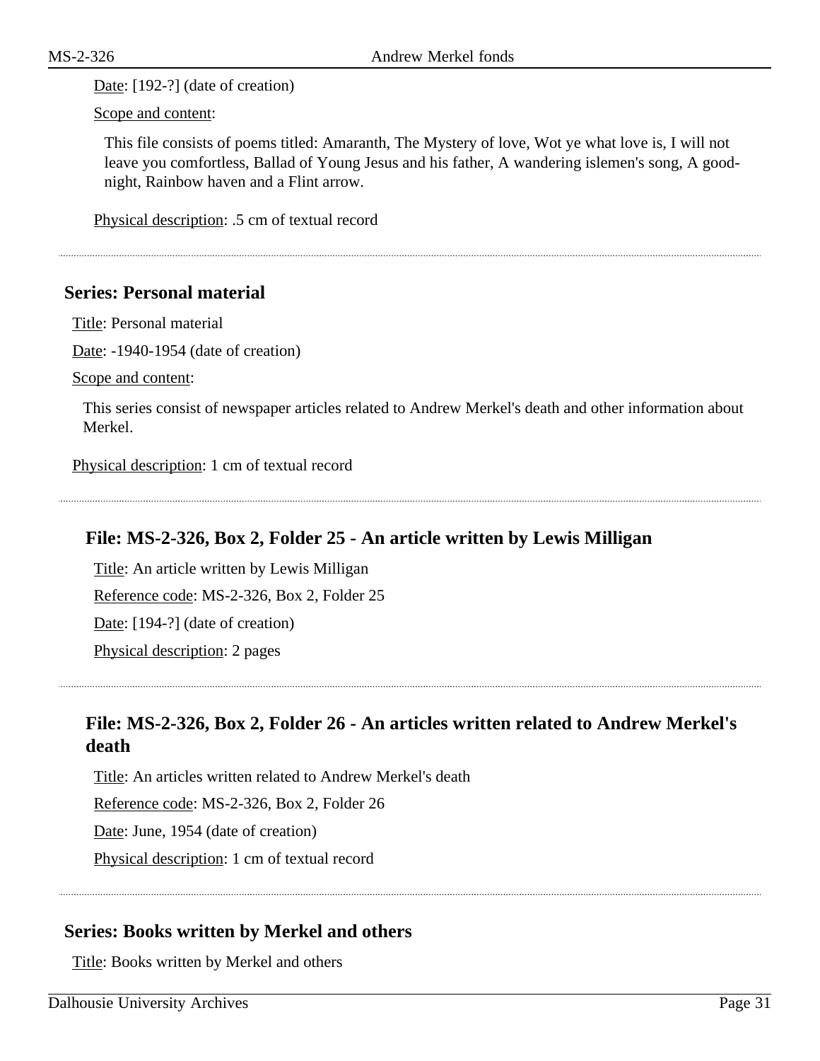Date: [192-?] (date of creation)

Scope and content:

This file consists of poems titled: Amaranth, The Mystery of love, Wot ye what love is, I will not leave you comfortless, Ballad of Young Jesus and his father, A wandering islemen's song, A good-night, Rainbow haven and a Flint arrow.

Physical description: .5 cm of textual record

---

## Series: Personal material

Title: Personal material

Date: -1940-1954 (date of creation)

Scope and content:

This series consist of newspaper articles related to Andrew Merkel's death and other information about Merkel.

Physical description: 1 cm of textual record

---

### File: MS-2-326, Box 2, Folder 25 - An article written by Lewis Milligan

Title: An article written by Lewis Milligan

Reference code: MS-2-326, Box 2, Folder 25

Date: [194-?] (date of creation)

Physical description: 2 pages

---

### File: MS-2-326, Box 2, Folder 26 - An articles written related to Andrew Merkel's death

Title: An articles written related to Andrew Merkel's death

Reference code: MS-2-326, Box 2, Folder 26

Date: June, 1954 (date of creation)

Physical description: 1 cm of textual record

---

## Series: Books written by Merkel and others

Title: Books written by Merkel and others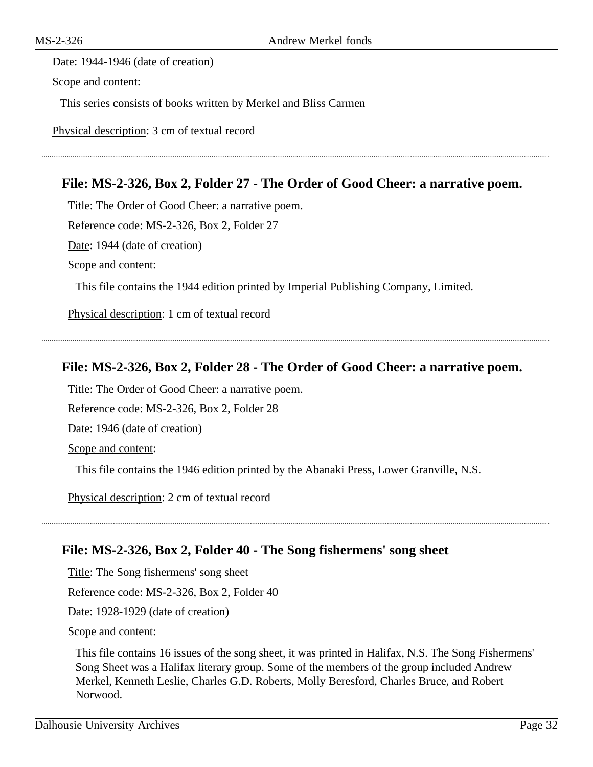Date: 1944-1946 (date of creation)

Scope and content:

This series consists of books written by Merkel and Bliss Carmen

Physical description: 3 cm of textual record

---

### File: MS-2-326, Box 2, Folder 27 - The Order of Good Cheer: a narrative poem.

Title: The Order of Good Cheer: a narrative poem.

Reference code: MS-2-326, Box 2, Folder 27

Date: 1944 (date of creation)

Scope and content:

This file contains the 1944 edition printed by Imperial Publishing Company, Limited.

Physical description: 1 cm of textual record

---

### File: MS-2-326, Box 2, Folder 28 - The Order of Good Cheer: a narrative poem.

Title: The Order of Good Cheer: a narrative poem.

Reference code: MS-2-326, Box 2, Folder 28

Date: 1946 (date of creation)

Scope and content:

This file contains the 1946 edition printed by the Abanaki Press, Lower Granville, N.S.

Physical description: 2 cm of textual record

---

### File: MS-2-326, Box 2, Folder 40 - The Song fishermens' song sheet

Title: The Song fishermens' song sheet

Reference code: MS-2-326, Box 2, Folder 40

Date: 1928-1929 (date of creation)

Scope and content:

This file contains 16 issues of the song sheet, it was printed in Halifax, N.S. The Song Fishermens' Song Sheet was a Halifax literary group. Some of the members of the group included Andrew Merkel, Kenneth Leslie, Charles G.D. Roberts, Molly Beresford, Charles Bruce, and Robert Norwood.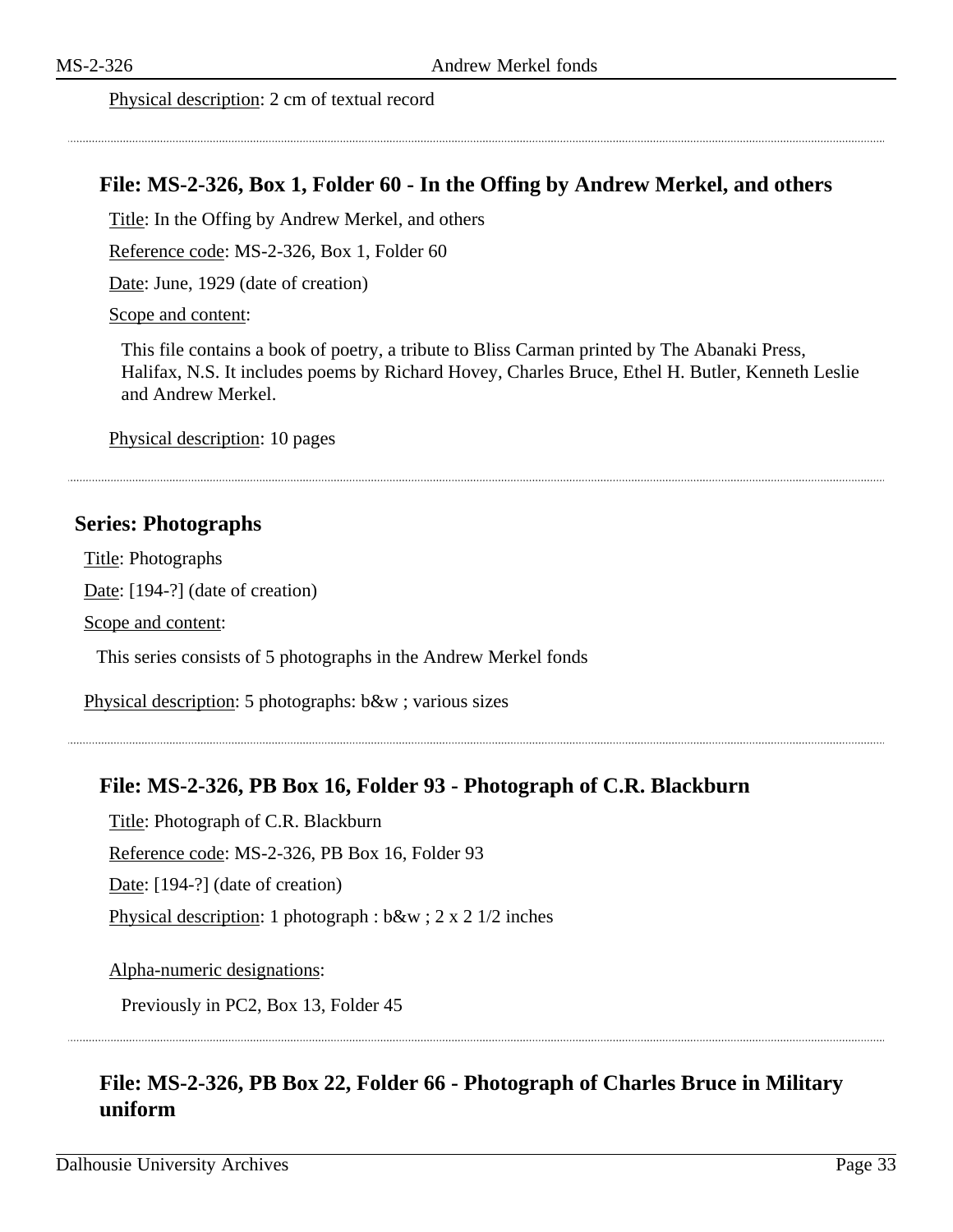Physical description: 2 cm of textual record

---

### File: MS-2-326, Box 1, Folder 60 - In the Offing by Andrew Merkel, and others

Title: In the Offing by Andrew Merkel, and others

Reference code: MS-2-326, Box 1, Folder 60

Date: June, 1929 (date of creation)

Scope and content:

This file contains a book of poetry, a tribute to Bliss Carman printed by The Abanaki Press, Halifax, N.S. It includes poems by Richard Hovey, Charles Bruce, Ethel H. Butler, Kenneth Leslie and Andrew Merkel.

Physical description: 10 pages

---

## Series: Photographs

Title: Photographs

Date: [194-?] (date of creation)

Scope and content:

This series consists of 5 photographs in the Andrew Merkel fonds

Physical description: 5 photographs: b&w ; various sizes

---

### File: MS-2-326, PB Box 16, Folder 93 - Photograph of C.R. Blackburn

Title: Photograph of C.R. Blackburn

Reference code: MS-2-326, PB Box 16, Folder 93

Date: [194-?] (date of creation)

Physical description: 1 photograph : b&w ; 2 x 2 1/2 inches

Alpha-numeric designations:

Previously in PC2, Box 13, Folder 45

---

### File: MS-2-326, PB Box 22, Folder 66 - Photograph of Charles Bruce in Military uniform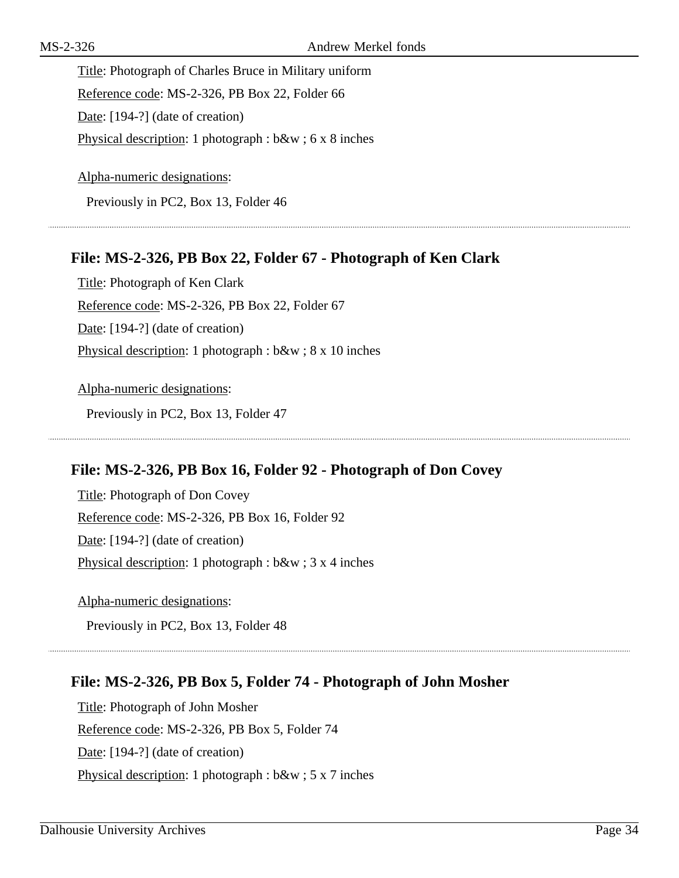Title: Photograph of Charles Bruce in Military uniform

Reference code: MS-2-326, PB Box 22, Folder 66

Date: [194-?] (date of creation)

Physical description: 1 photograph : b&w ; 6 x 8 inches

Alpha-numeric designations:

Previously in PC2, Box 13, Folder 46

---

### File: MS-2-326, PB Box 22, Folder 67 - Photograph of Ken Clark

Title: Photograph of Ken Clark

Reference code: MS-2-326, PB Box 22, Folder 67

Date: [194-?] (date of creation)

Physical description: 1 photograph : b&w ; 8 x 10 inches

Alpha-numeric designations:

Previously in PC2, Box 13, Folder 47

---

### File: MS-2-326, PB Box 16, Folder 92 - Photograph of Don Covey

Title: Photograph of Don Covey

Reference code: MS-2-326, PB Box 16, Folder 92

Date: [194-?] (date of creation)

Physical description: 1 photograph : b&w ; 3 x 4 inches

Alpha-numeric designations:

Previously in PC2, Box 13, Folder 48

---

### File: MS-2-326, PB Box 5, Folder 74 - Photograph of John Mosher

Title: Photograph of John Mosher

Reference code: MS-2-326, PB Box 5, Folder 74

Date: [194-?] (date of creation)

Physical description: 1 photograph : b&w ; 5 x 7 inches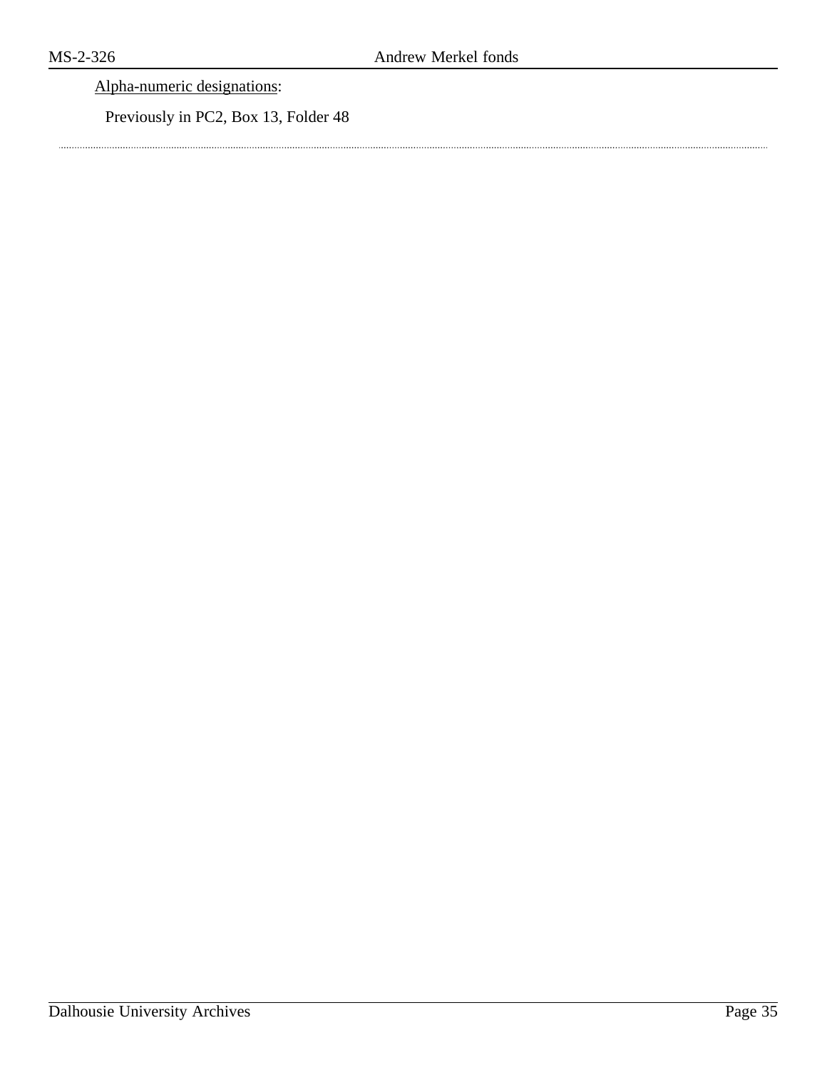Alpha-numeric designations:

Previously in PC2, Box 13, Folder 48